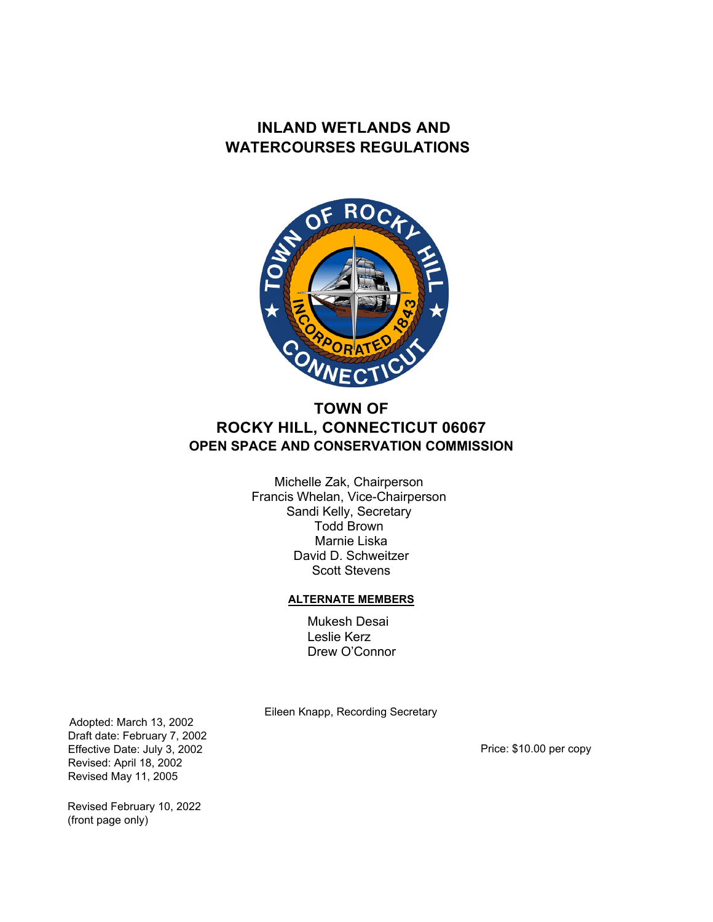# INLAND WETLANDS AND WATERCOURSES REGULATIONS

## TOWN OF ROCKY HILL, CONNECTICUT 06067

### OPEN SPACE AND CONSERVATION COMMISSION

Michelle Zak, Chairperson
Francis Whelan, Vice-Chairperson
Sandi Kelly, Secretary
Todd Brown
Marnie Liska
David D. Schweitzer
Scott Stevens

**ALTERNATE MEMBERS**

Mukesh Desai
Leslie Kerz
Drew O'Connor

Eileen Knapp, Recording Secretary

Adopted: March 13, 2002
Draft date: February 7, 2002
Effective Date: July 3, 2002
Revised: April 18, 2002
Revised May 11, 2005

Revised February 10, 2022
(front page only)

Price: $10.00 per copy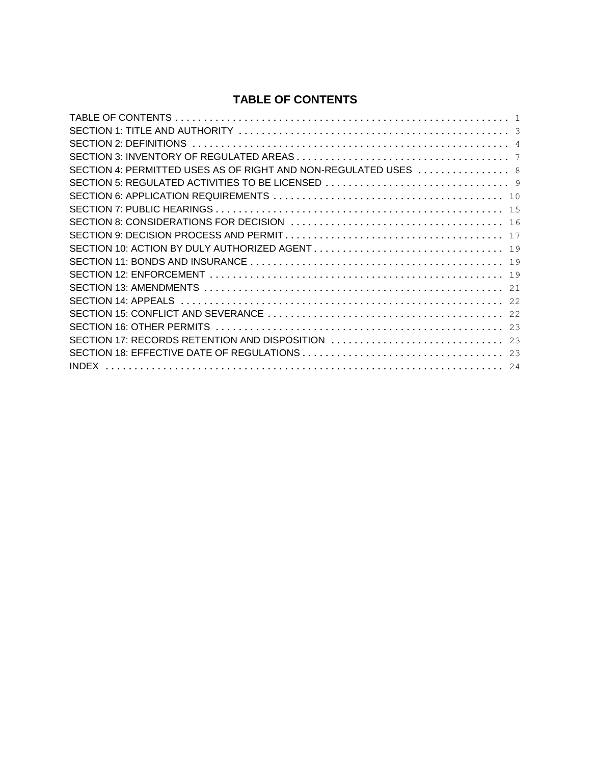# TABLE OF CONTENTS

| | |
|---|---|
| TABLE OF CONTENTS | 1 |
| SECTION 1: TITLE AND AUTHORITY | 3 |
| SECTION 2: DEFINITIONS | 4 |
| SECTION 3: INVENTORY OF REGULATED AREAS | 7 |
| SECTION 4: PERMITTED USES AS OF RIGHT AND NON-REGULATED USES | 8 |
| SECTION 5: REGULATED ACTIVITIES TO BE LICENSED | 9 |
| SECTION 6: APPLICATION REQUIREMENTS | 10 |
| SECTION 7: PUBLIC HEARINGS | 15 |
| SECTION 8: CONSIDERATIONS FOR DECISION | 16 |
| SECTION 9: DECISION PROCESS AND PERMIT | 17 |
| SECTION 10: ACTION BY DULY AUTHORIZED AGENT | 19 |
| SECTION 11: BONDS AND INSURANCE | 19 |
| SECTION 12: ENFORCEMENT | 19 |
| SECTION 13: AMENDMENTS | 21 |
| SECTION 14: APPEALS | 22 |
| SECTION 15: CONFLICT AND SEVERANCE | 22 |
| SECTION 16: OTHER PERMITS | 23 |
| SECTION 17: RECORDS RETENTION AND DISPOSITION | 23 |
| SECTION 18: EFFECTIVE DATE OF REGULATIONS | 23 |
| INDEX | 24 |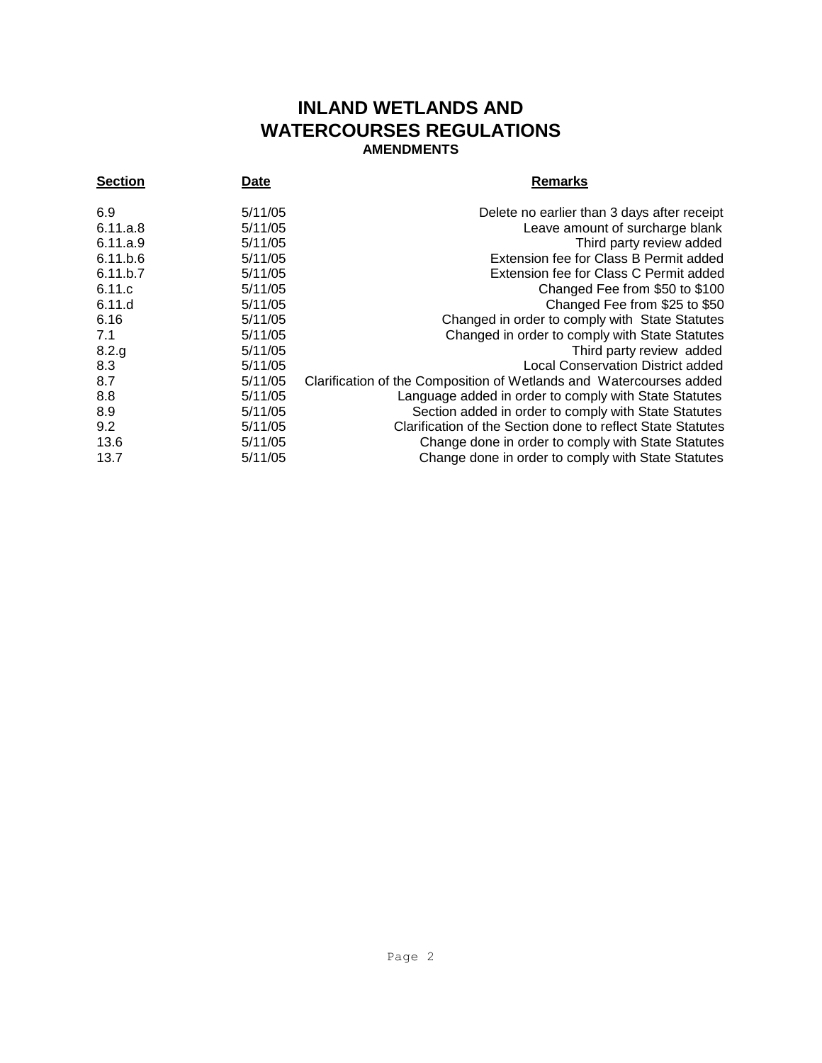# INLAND WETLANDS AND WATERCOURSES REGULATIONS

### AMENDMENTS

| Section | Date | Remarks |
|---|---|---|
| 6.9 | 5/11/05 | Delete no earlier than 3 days after receipt |
| 6.11.a.8 | 5/11/05 | Leave amount of surcharge blank |
| 6.11.a.9 | 5/11/05 | Third party review added |
| 6.11.b.6 | 5/11/05 | Extension fee for Class B Permit added |
| 6.11.b.7 | 5/11/05 | Extension fee for Class C Permit added |
| 6.11.c | 5/11/05 | Changed Fee from $50 to $100 |
| 6.11.d | 5/11/05 | Changed Fee from $25 to $50 |
| 6.16 | 5/11/05 | Changed in order to comply with State Statutes |
| 7.1 | 5/11/05 | Changed in order to comply with State Statutes |
| 8.2.g | 5/11/05 | Third party review added |
| 8.3 | 5/11/05 | Local Conservation District added |
| 8.7 | 5/11/05 | Clarification of the Composition of Wetlands and Watercourses added |
| 8.8 | 5/11/05 | Language added in order to comply with State Statutes |
| 8.9 | 5/11/05 | Section added in order to comply with State Statutes |
| 9.2 | 5/11/05 | Clarification of the Section done to reflect State Statutes |
| 13.6 | 5/11/05 | Change done in order to comply with State Statutes |
| 13.7 | 5/11/05 | Change done in order to comply with State Statutes |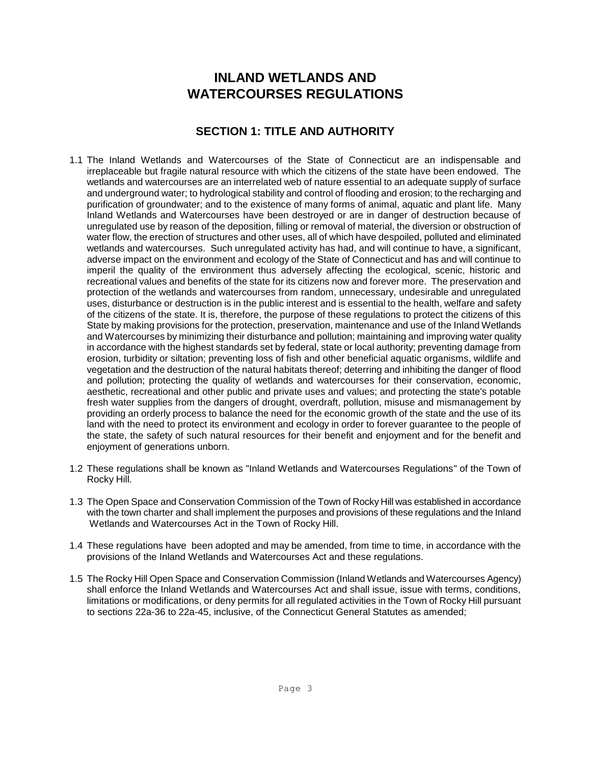# INLAND WETLANDS AND WATERCOURSES REGULATIONS

## SECTION 1: TITLE AND AUTHORITY

1.1 The Inland Wetlands and Watercourses of the State of Connecticut are an indispensable and irreplaceable but fragile natural resource with which the citizens of the state have been endowed. The wetlands and watercourses are an interrelated web of nature essential to an adequate supply of surface and underground water; to hydrological stability and control of flooding and erosion; to the recharging and purification of groundwater; and to the existence of many forms of animal, aquatic and plant life. Many Inland Wetlands and Watercourses have been destroyed or are in danger of destruction because of unregulated use by reason of the deposition, filling or removal of material, the diversion or obstruction of water flow, the erection of structures and other uses, all of which have despoiled, polluted and eliminated wetlands and watercourses. Such unregulated activity has had, and will continue to have, a significant, adverse impact on the environment and ecology of the State of Connecticut and has and will continue to imperil the quality of the environment thus adversely affecting the ecological, scenic, historic and recreational values and benefits of the state for its citizens now and forever more. The preservation and protection of the wetlands and watercourses from random, unnecessary, undesirable and unregulated uses, disturbance or destruction is in the public interest and is essential to the health, welfare and safety of the citizens of the state. It is, therefore, the purpose of these regulations to protect the citizens of this State by making provisions for the protection, preservation, maintenance and use of the Inland Wetlands and Watercourses by minimizing their disturbance and pollution; maintaining and improving water quality in accordance with the highest standards set by federal, state or local authority; preventing damage from erosion, turbidity or siltation; preventing loss of fish and other beneficial aquatic organisms, wildlife and vegetation and the destruction of the natural habitats thereof; deterring and inhibiting the danger of flood and pollution; protecting the quality of wetlands and watercourses for their conservation, economic, aesthetic, recreational and other public and private uses and values; and protecting the state's potable fresh water supplies from the dangers of drought, overdraft, pollution, misuse and mismanagement by providing an orderly process to balance the need for the economic growth of the state and the use of its land with the need to protect its environment and ecology in order to forever guarantee to the people of the state, the safety of such natural resources for their benefit and enjoyment and for the benefit and enjoyment of generations unborn.

1.2 These regulations shall be known as "Inland Wetlands and Watercourses Regulations" of the Town of Rocky Hill.

1.3 The Open Space and Conservation Commission of the Town of Rocky Hill was established in accordance with the town charter and shall implement the purposes and provisions of these regulations and the Inland Wetlands and Watercourses Act in the Town of Rocky Hill.

1.4 These regulations have been adopted and may be amended, from time to time, in accordance with the provisions of the Inland Wetlands and Watercourses Act and these regulations.

1.5 The Rocky Hill Open Space and Conservation Commission (Inland Wetlands and Watercourses Agency) shall enforce the Inland Wetlands and Watercourses Act and shall issue, issue with terms, conditions, limitations or modifications, or deny permits for all regulated activities in the Town of Rocky Hill pursuant to sections 22a-36 to 22a-45, inclusive, of the Connecticut General Statutes as amended;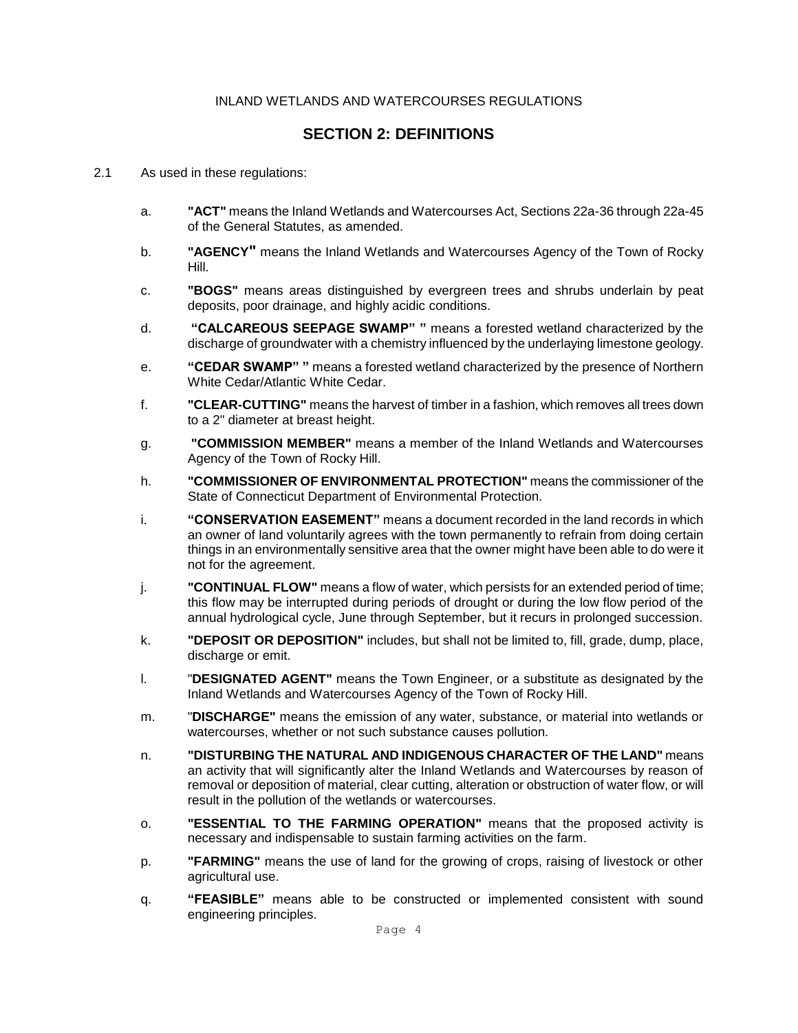INLAND WETLANDS AND WATERCOURSES REGULATIONS

## SECTION 2: DEFINITIONS

2.1 As used in these regulations:

a. **"ACT"** means the Inland Wetlands and Watercourses Act, Sections 22a-36 through 22a-45 of the General Statutes, as amended.

b. **"AGENCY"** means the Inland Wetlands and Watercourses Agency of the Town of Rocky Hill.

c. **"BOGS"** means areas distinguished by evergreen trees and shrubs underlain by peat deposits, poor drainage, and highly acidic conditions.

d. **"CALCAREOUS SEEPAGE SWAMP" "** means a forested wetland characterized by the discharge of groundwater with a chemistry influenced by the underlaying limestone geology.

e. **"CEDAR SWAMP" "** means a forested wetland characterized by the presence of Northern White Cedar/Atlantic White Cedar.

f. **"CLEAR-CUTTING"** means the harvest of timber in a fashion, which removes all trees down to a 2" diameter at breast height.

g. **"COMMISSION MEMBER"** means a member of the Inland Wetlands and Watercourses Agency of the Town of Rocky Hill.

h. **"COMMISSIONER OF ENVIRONMENTAL PROTECTION"** means the commissioner of the State of Connecticut Department of Environmental Protection.

i. **"CONSERVATION EASEMENT"** means a document recorded in the land records in which an owner of land voluntarily agrees with the town permanently to refrain from doing certain things in an environmentally sensitive area that the owner might have been able to do were it not for the agreement.

j. **"CONTINUAL FLOW"** means a flow of water, which persists for an extended period of time; this flow may be interrupted during periods of drought or during the low flow period of the annual hydrological cycle, June through September, but it recurs in prolonged succession.

k. **"DEPOSIT OR DEPOSITION"** includes, but shall not be limited to, fill, grade, dump, place, discharge or emit.

l. "**DESIGNATED AGENT"** means the Town Engineer, or a substitute as designated by the Inland Wetlands and Watercourses Agency of the Town of Rocky Hill.

m. "**DISCHARGE"** means the emission of any water, substance, or material into wetlands or watercourses, whether or not such substance causes pollution.

n. **"DISTURBING THE NATURAL AND INDIGENOUS CHARACTER OF THE LAND"** means an activity that will significantly alter the Inland Wetlands and Watercourses by reason of removal or deposition of material, clear cutting, alteration or obstruction of water flow, or will result in the pollution of the wetlands or watercourses.

o. **"ESSENTIAL TO THE FARMING OPERATION"** means that the proposed activity is necessary and indispensable to sustain farming activities on the farm.

p. **"FARMING"** means the use of land for the growing of crops, raising of livestock or other agricultural use.

q. **"FEASIBLE"** means able to be constructed or implemented consistent with sound engineering principles.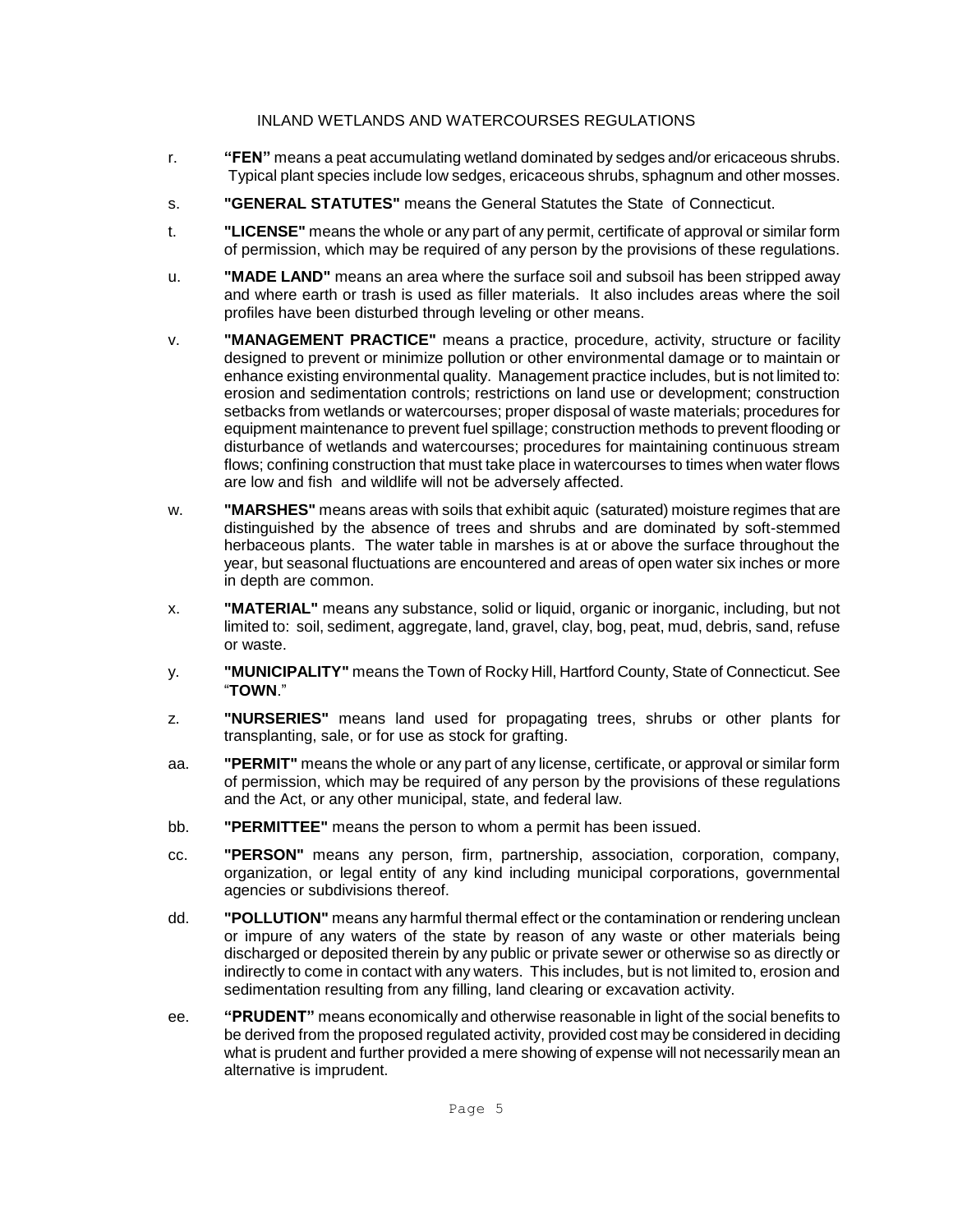r. **"FEN"** means a peat accumulating wetland dominated by sedges and/or ericaceous shrubs. Typical plant species include low sedges, ericaceous shrubs, sphagnum and other mosses.

s. **"GENERAL STATUTES"** means the General Statutes the State of Connecticut.

t. **"LICENSE"** means the whole or any part of any permit, certificate of approval or similar form of permission, which may be required of any person by the provisions of these regulations.

u. **"MADE LAND"** means an area where the surface soil and subsoil has been stripped away and where earth or trash is used as filler materials. It also includes areas where the soil profiles have been disturbed through leveling or other means.

v. **"MANAGEMENT PRACTICE"** means a practice, procedure, activity, structure or facility designed to prevent or minimize pollution or other environmental damage or to maintain or enhance existing environmental quality. Management practice includes, but is not limited to: erosion and sedimentation controls; restrictions on land use or development; construction setbacks from wetlands or watercourses; proper disposal of waste materials; procedures for equipment maintenance to prevent fuel spillage; construction methods to prevent flooding or disturbance of wetlands and watercourses; procedures for maintaining continuous stream flows; confining construction that must take place in watercourses to times when water flows are low and fish and wildlife will not be adversely affected.

w. **"MARSHES"** means areas with soils that exhibit aquic (saturated) moisture regimes that are distinguished by the absence of trees and shrubs and are dominated by soft-stemmed herbaceous plants. The water table in marshes is at or above the surface throughout the year, but seasonal fluctuations are encountered and areas of open water six inches or more in depth are common.

x. **"MATERIAL"** means any substance, solid or liquid, organic or inorganic, including, but not limited to: soil, sediment, aggregate, land, gravel, clay, bog, peat, mud, debris, sand, refuse or waste.

y. **"MUNICIPALITY"** means the Town of Rocky Hill, Hartford County, State of Connecticut. See "**TOWN**."

z. **"NURSERIES"** means land used for propagating trees, shrubs or other plants for transplanting, sale, or for use as stock for grafting.

aa. **"PERMIT"** means the whole or any part of any license, certificate, or approval or similar form of permission, which may be required of any person by the provisions of these regulations and the Act, or any other municipal, state, and federal law.

bb. **"PERMITTEE"** means the person to whom a permit has been issued.

cc. **"PERSON"** means any person, firm, partnership, association, corporation, company, organization, or legal entity of any kind including municipal corporations, governmental agencies or subdivisions thereof.

dd. **"POLLUTION"** means any harmful thermal effect or the contamination or rendering unclean or impure of any waters of the state by reason of any waste or other materials being discharged or deposited therein by any public or private sewer or otherwise so as directly or indirectly to come in contact with any waters. This includes, but is not limited to, erosion and sedimentation resulting from any filling, land clearing or excavation activity.

ee. **"PRUDENT"** means economically and otherwise reasonable in light of the social benefits to be derived from the proposed regulated activity, provided cost may be considered in deciding what is prudent and further provided a mere showing of expense will not necessarily mean an alternative is imprudent.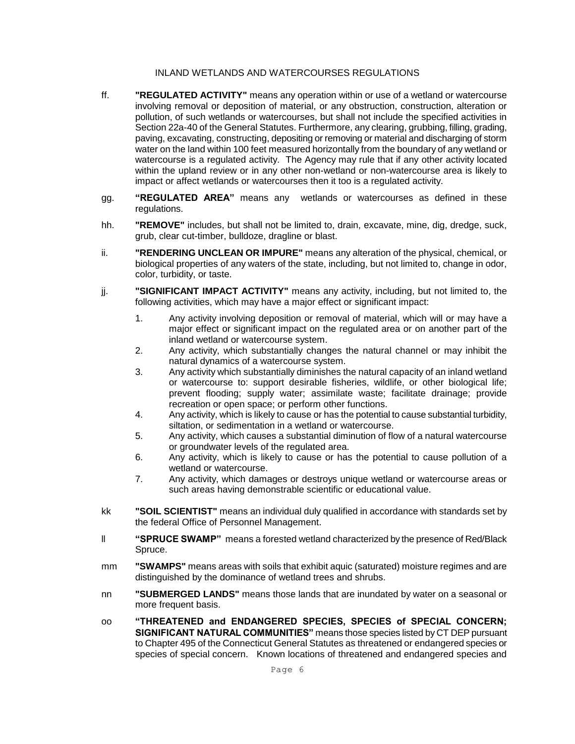ff. **"REGULATED ACTIVITY"** means any operation within or use of a wetland or watercourse involving removal or deposition of material, or any obstruction, construction, alteration or pollution, of such wetlands or watercourses, but shall not include the specified activities in Section 22a-40 of the General Statutes. Furthermore, any clearing, grubbing, filling, grading, paving, excavating, constructing, depositing or removing or material and discharging of storm water on the land within 100 feet measured horizontally from the boundary of any wetland or watercourse is a regulated activity. The Agency may rule that if any other activity located within the upland review or in any other non-wetland or non-watercourse area is likely to impact or affect wetlands or watercourses then it too is a regulated activity.

gg. **"REGULATED AREA"** means any wetlands or watercourses as defined in these regulations.

hh. **"REMOVE"** includes, but shall not be limited to, drain, excavate, mine, dig, dredge, suck, grub, clear cut-timber, bulldoze, dragline or blast.

ii. **"RENDERING UNCLEAN OR IMPURE"** means any alteration of the physical, chemical, or biological properties of any waters of the state, including, but not limited to, change in odor, color, turbidity, or taste.

jj. **"SIGNIFICANT IMPACT ACTIVITY"** means any activity, including, but not limited to, the following activities, which may have a major effect or significant impact:

1. Any activity involving deposition or removal of material, which will or may have a major effect or significant impact on the regulated area or on another part of the inland wetland or watercourse system.
2. Any activity, which substantially changes the natural channel or may inhibit the natural dynamics of a watercourse system.
3. Any activity which substantially diminishes the natural capacity of an inland wetland or watercourse to: support desirable fisheries, wildlife, or other biological life; prevent flooding; supply water; assimilate waste; facilitate drainage; provide recreation or open space; or perform other functions.
4. Any activity, which is likely to cause or has the potential to cause substantial turbidity, siltation, or sedimentation in a wetland or watercourse.
5. Any activity, which causes a substantial diminution of flow of a natural watercourse or groundwater levels of the regulated area.
6. Any activity, which is likely to cause or has the potential to cause pollution of a wetland or watercourse.
7. Any activity, which damages or destroys unique wetland or watercourse areas or such areas having demonstrable scientific or educational value.

kk **"SOIL SCIENTIST"** means an individual duly qualified in accordance with standards set by the federal Office of Personnel Management.

ll **"SPRUCE SWAMP"** means a forested wetland characterized by the presence of Red/Black Spruce.

mm **"SWAMPS"** means areas with soils that exhibit aquic (saturated) moisture regimes and are distinguished by the dominance of wetland trees and shrubs.

nn **"SUBMERGED LANDS"** means those lands that are inundated by water on a seasonal or more frequent basis.

oo **"THREATENED and ENDANGERED SPECIES, SPECIES of SPECIAL CONCERN; SIGNIFICANT NATURAL COMMUNITIES"** means those species listed by CT DEP pursuant to Chapter 495 of the Connecticut General Statutes as threatened or endangered species or species of special concern. Known locations of threatened and endangered species and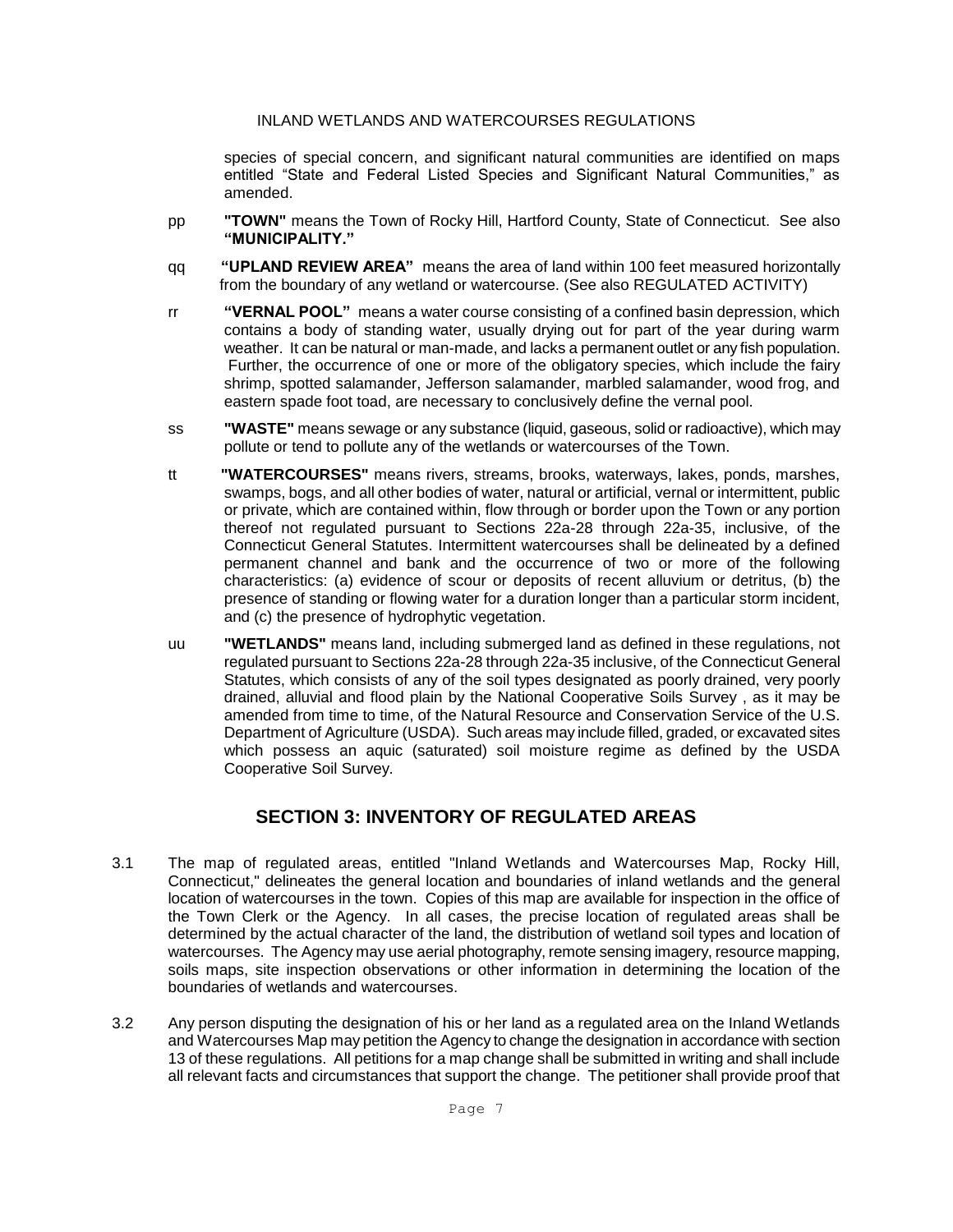species of special concern, and significant natural communities are identified on maps entitled "State and Federal Listed Species and Significant Natural Communities," as amended.

pp **"TOWN"** means the Town of Rocky Hill, Hartford County, State of Connecticut. See also **"MUNICIPALITY."**

qq **"UPLAND REVIEW AREA"** means the area of land within 100 feet measured horizontally from the boundary of any wetland or watercourse. (See also REGULATED ACTIVITY)

rr **"VERNAL POOL"** means a water course consisting of a confined basin depression, which contains a body of standing water, usually drying out for part of the year during warm weather. It can be natural or man-made, and lacks a permanent outlet or any fish population. Further, the occurrence of one or more of the obligatory species, which include the fairy shrimp, spotted salamander, Jefferson salamander, marbled salamander, wood frog, and eastern spade foot toad, are necessary to conclusively define the vernal pool.

ss **"WASTE"** means sewage or any substance (liquid, gaseous, solid or radioactive), which may pollute or tend to pollute any of the wetlands or watercourses of the Town.

tt **"WATERCOURSES"** means rivers, streams, brooks, waterways, lakes, ponds, marshes, swamps, bogs, and all other bodies of water, natural or artificial, vernal or intermittent, public or private, which are contained within, flow through or border upon the Town or any portion thereof not regulated pursuant to Sections 22a-28 through 22a-35, inclusive, of the Connecticut General Statutes. Intermittent watercourses shall be delineated by a defined permanent channel and bank and the occurrence of two or more of the following characteristics: (a) evidence of scour or deposits of recent alluvium or detritus, (b) the presence of standing or flowing water for a duration longer than a particular storm incident, and (c) the presence of hydrophytic vegetation.

uu **"WETLANDS"** means land, including submerged land as defined in these regulations, not regulated pursuant to Sections 22a-28 through 22a-35 inclusive, of the Connecticut General Statutes, which consists of any of the soil types designated as poorly drained, very poorly drained, alluvial and flood plain by the National Cooperative Soils Survey , as it may be amended from time to time, of the Natural Resource and Conservation Service of the U.S. Department of Agriculture (USDA). Such areas may include filled, graded, or excavated sites which possess an aquic (saturated) soil moisture regime as defined by the USDA Cooperative Soil Survey.

## SECTION 3: INVENTORY OF REGULATED AREAS

3.1 The map of regulated areas, entitled "Inland Wetlands and Watercourses Map, Rocky Hill, Connecticut," delineates the general location and boundaries of inland wetlands and the general location of watercourses in the town. Copies of this map are available for inspection in the office of the Town Clerk or the Agency. In all cases, the precise location of regulated areas shall be determined by the actual character of the land, the distribution of wetland soil types and location of watercourses. The Agency may use aerial photography, remote sensing imagery, resource mapping, soils maps, site inspection observations or other information in determining the location of the boundaries of wetlands and watercourses.

3.2 Any person disputing the designation of his or her land as a regulated area on the Inland Wetlands and Watercourses Map may petition the Agency to change the designation in accordance with section 13 of these regulations. All petitions for a map change shall be submitted in writing and shall include all relevant facts and circumstances that support the change. The petitioner shall provide proof that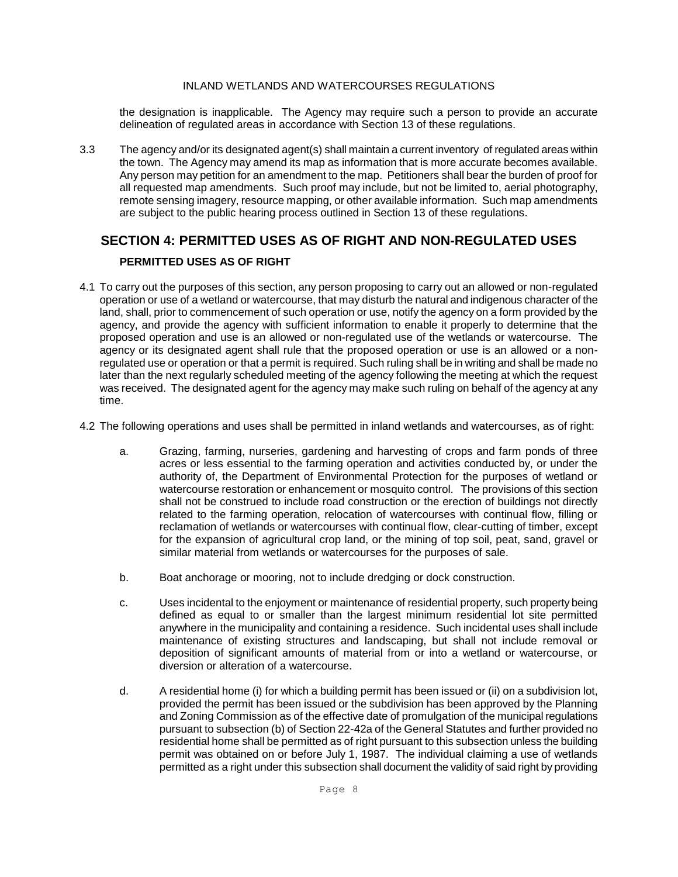the designation is inapplicable. The Agency may require such a person to provide an accurate delineation of regulated areas in accordance with Section 13 of these regulations.

3.3 The agency and/or its designated agent(s) shall maintain a current inventory of regulated areas within the town. The Agency may amend its map as information that is more accurate becomes available. Any person may petition for an amendment to the map. Petitioners shall bear the burden of proof for all requested map amendments. Such proof may include, but not be limited to, aerial photography, remote sensing imagery, resource mapping, or other available information. Such map amendments are subject to the public hearing process outlined in Section 13 of these regulations.

## SECTION 4: PERMITTED USES AS OF RIGHT AND NON-REGULATED USES

### PERMITTED USES AS OF RIGHT

4.1 To carry out the purposes of this section, any person proposing to carry out an allowed or non-regulated operation or use of a wetland or watercourse, that may disturb the natural and indigenous character of the land, shall, prior to commencement of such operation or use, notify the agency on a form provided by the agency, and provide the agency with sufficient information to enable it properly to determine that the proposed operation and use is an allowed or non-regulated use of the wetlands or watercourse. The agency or its designated agent shall rule that the proposed operation or use is an allowed or a non-regulated use or operation or that a permit is required. Such ruling shall be in writing and shall be made no later than the next regularly scheduled meeting of the agency following the meeting at which the request was received. The designated agent for the agency may make such ruling on behalf of the agency at any time.

4.2 The following operations and uses shall be permitted in inland wetlands and watercourses, as of right:

a. Grazing, farming, nurseries, gardening and harvesting of crops and farm ponds of three acres or less essential to the farming operation and activities conducted by, or under the authority of, the Department of Environmental Protection for the purposes of wetland or watercourse restoration or enhancement or mosquito control. The provisions of this section shall not be construed to include road construction or the erection of buildings not directly related to the farming operation, relocation of watercourses with continual flow, filling or reclamation of wetlands or watercourses with continual flow, clear-cutting of timber, except for the expansion of agricultural crop land, or the mining of top soil, peat, sand, gravel or similar material from wetlands or watercourses for the purposes of sale.

b. Boat anchorage or mooring, not to include dredging or dock construction.

c. Uses incidental to the enjoyment or maintenance of residential property, such property being defined as equal to or smaller than the largest minimum residential lot site permitted anywhere in the municipality and containing a residence. Such incidental uses shall include maintenance of existing structures and landscaping, but shall not include removal or deposition of significant amounts of material from or into a wetland or watercourse, or diversion or alteration of a watercourse.

d. A residential home (i) for which a building permit has been issued or (ii) on a subdivision lot, provided the permit has been issued or the subdivision has been approved by the Planning and Zoning Commission as of the effective date of promulgation of the municipal regulations pursuant to subsection (b) of Section 22-42a of the General Statutes and further provided no residential home shall be permitted as of right pursuant to this subsection unless the building permit was obtained on or before July 1, 1987. The individual claiming a use of wetlands permitted as a right under this subsection shall document the validity of said right by providing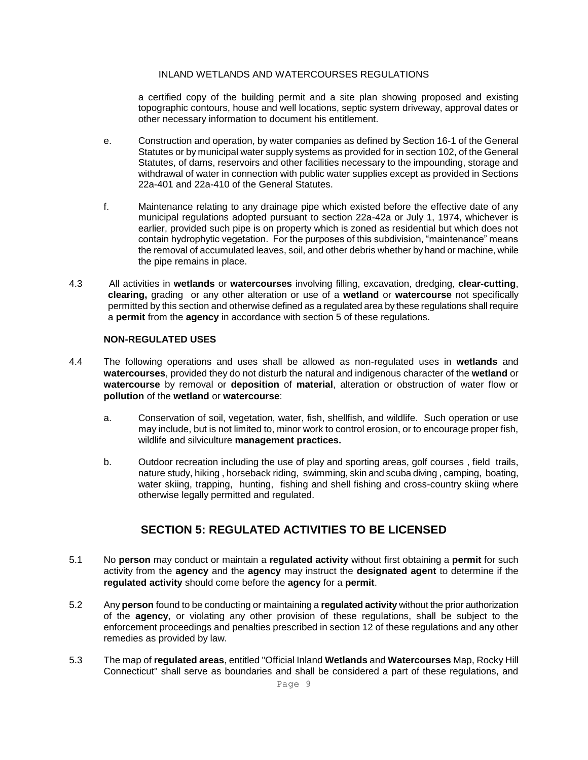a certified copy of the building permit and a site plan showing proposed and existing topographic contours, house and well locations, septic system driveway, approval dates or other necessary information to document his entitlement.

e. Construction and operation, by water companies as defined by Section 16-1 of the General Statutes or by municipal water supply systems as provided for in section 102, of the General Statutes, of dams, reservoirs and other facilities necessary to the impounding, storage and withdrawal of water in connection with public water supplies except as provided in Sections 22a-401 and 22a-410 of the General Statutes.

f. Maintenance relating to any drainage pipe which existed before the effective date of any municipal regulations adopted pursuant to section 22a-42a or July 1, 1974, whichever is earlier, provided such pipe is on property which is zoned as residential but which does not contain hydrophytic vegetation. For the purposes of this subdivision, "maintenance" means the removal of accumulated leaves, soil, and other debris whether by hand or machine, while the pipe remains in place.

4.3 All activities in **wetlands** or **watercourses** involving filling, excavation, dredging, **clear-cutting**, **clearing,** grading or any other alteration or use of a **wetland** or **watercourse** not specifically permitted by this section and otherwise defined as a regulated area by these regulations shall require a **permit** from the **agency** in accordance with section 5 of these regulations.

**NON-REGULATED USES**

4.4 The following operations and uses shall be allowed as non-regulated uses in **wetlands** and **watercourses**, provided they do not disturb the natural and indigenous character of the **wetland** or **watercourse** by removal or **deposition** of **material**, alteration or obstruction of water flow or **pollution** of the **wetland** or **watercourse**:

a. Conservation of soil, vegetation, water, fish, shellfish, and wildlife. Such operation or use may include, but is not limited to, minor work to control erosion, or to encourage proper fish, wildlife and silviculture **management practices.**

b. Outdoor recreation including the use of play and sporting areas, golf courses , field trails, nature study, hiking , horseback riding, swimming, skin and scuba diving , camping, boating, water skiing, trapping, hunting, fishing and shell fishing and cross-country skiing where otherwise legally permitted and regulated.

## SECTION 5: REGULATED ACTIVITIES TO BE LICENSED

5.1 No **person** may conduct or maintain a **regulated activity** without first obtaining a **permit** for such activity from the **agency** and the **agency** may instruct the **designated agent** to determine if the **regulated activity** should come before the **agency** for a **permit**.

5.2 Any **person** found to be conducting or maintaining a **regulated activity** without the prior authorization of the **agency**, or violating any other provision of these regulations, shall be subject to the enforcement proceedings and penalties prescribed in section 12 of these regulations and any other remedies as provided by law.

5.3 The map of **regulated areas**, entitled "Official Inland **Wetlands** and **Watercourses** Map, Rocky Hill Connecticut" shall serve as boundaries and shall be considered a part of these regulations, and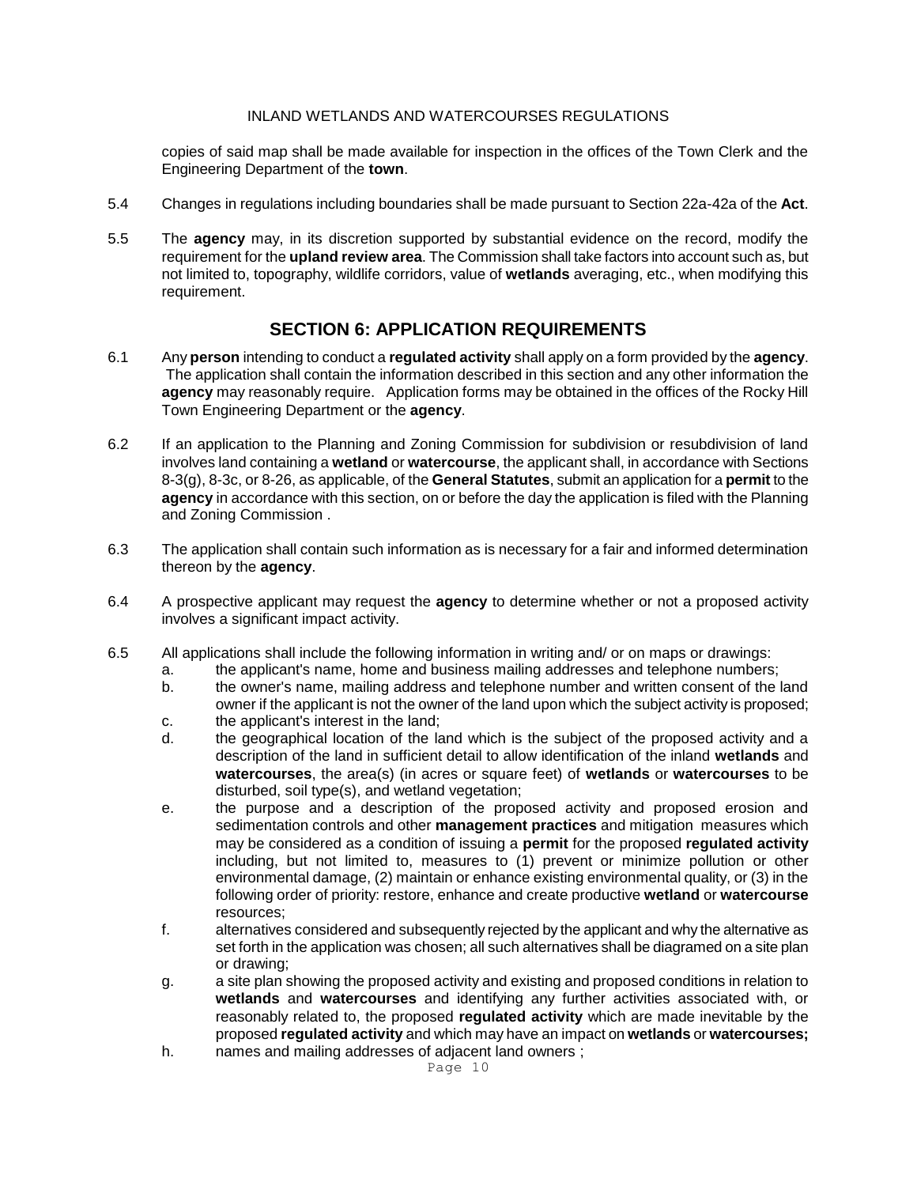copies of said map shall be made available for inspection in the offices of the Town Clerk and the Engineering Department of the **town**.

5.4 Changes in regulations including boundaries shall be made pursuant to Section 22a-42a of the **Act**.

5.5 The **agency** may, in its discretion supported by substantial evidence on the record, modify the requirement for the **upland review area**. The Commission shall take factors into account such as, but not limited to, topography, wildlife corridors, value of **wetlands** averaging, etc., when modifying this requirement.

## SECTION 6: APPLICATION REQUIREMENTS

6.1 Any **person** intending to conduct a **regulated activity** shall apply on a form provided by the **agency**. The application shall contain the information described in this section and any other information the **agency** may reasonably require. Application forms may be obtained in the offices of the Rocky Hill Town Engineering Department or the **agency**.

6.2 If an application to the Planning and Zoning Commission for subdivision or resubdivision of land involves land containing a **wetland** or **watercourse**, the applicant shall, in accordance with Sections 8-3(g), 8-3c, or 8-26, as applicable, of the **General Statutes**, submit an application for a **permit** to the **agency** in accordance with this section, on or before the day the application is filed with the Planning and Zoning Commission .

6.3 The application shall contain such information as is necessary for a fair and informed determination thereon by the **agency**.

6.4 A prospective applicant may request the **agency** to determine whether or not a proposed activity involves a significant impact activity.

6.5 All applications shall include the following information in writing and/ or on maps or drawings:

a. the applicant's name, home and business mailing addresses and telephone numbers;

b. the owner's name, mailing address and telephone number and written consent of the land owner if the applicant is not the owner of the land upon which the subject activity is proposed;

c. the applicant's interest in the land;

d. the geographical location of the land which is the subject of the proposed activity and a description of the land in sufficient detail to allow identification of the inland **wetlands** and **watercourses**, the area(s) (in acres or square feet) of **wetlands** or **watercourses** to be disturbed, soil type(s), and wetland vegetation;

e. the purpose and a description of the proposed activity and proposed erosion and sedimentation controls and other **management practices** and mitigation measures which may be considered as a condition of issuing a **permit** for the proposed **regulated activity** including, but not limited to, measures to (1) prevent or minimize pollution or other environmental damage, (2) maintain or enhance existing environmental quality, or (3) in the following order of priority: restore, enhance and create productive **wetland** or **watercourse** resources;

f. alternatives considered and subsequently rejected by the applicant and why the alternative as set forth in the application was chosen; all such alternatives shall be diagramed on a site plan or drawing;

g. a site plan showing the proposed activity and existing and proposed conditions in relation to **wetlands** and **watercourses** and identifying any further activities associated with, or reasonably related to, the proposed **regulated activity** which are made inevitable by the proposed **regulated activity** and which may have an impact on **wetlands** or **watercourses;**

h. names and mailing addresses of adjacent land owners ;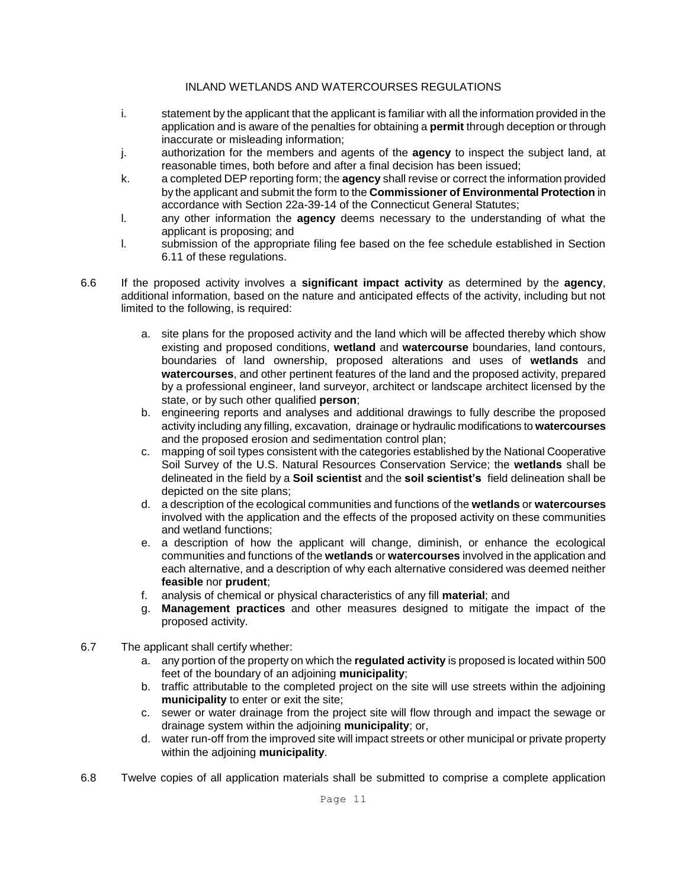i. statement by the applicant that the applicant is familiar with all the information provided in the application and is aware of the penalties for obtaining a **permit** through deception or through inaccurate or misleading information;

j. authorization for the members and agents of the **agency** to inspect the subject land, at reasonable times, both before and after a final decision has been issued;

k. a completed DEP reporting form; the **agency** shall revise or correct the information provided by the applicant and submit the form to the **Commissioner of Environmental Protection** in accordance with Section 22a-39-14 of the Connecticut General Statutes;

l. any other information the **agency** deems necessary to the understanding of what the applicant is proposing; and

l. submission of the appropriate filing fee based on the fee schedule established in Section 6.11 of these regulations.

6.6 If the proposed activity involves a **significant impact activity** as determined by the **agency**, additional information, based on the nature and anticipated effects of the activity, including but not limited to the following, is required:

a. site plans for the proposed activity and the land which will be affected thereby which show existing and proposed conditions, **wetland** and **watercourse** boundaries, land contours, boundaries of land ownership, proposed alterations and uses of **wetlands** and **watercourses**, and other pertinent features of the land and the proposed activity, prepared by a professional engineer, land surveyor, architect or landscape architect licensed by the state, or by such other qualified **person**;

b. engineering reports and analyses and additional drawings to fully describe the proposed activity including any filling, excavation, drainage or hydraulic modifications to **watercourses** and the proposed erosion and sedimentation control plan;

c. mapping of soil types consistent with the categories established by the National Cooperative Soil Survey of the U.S. Natural Resources Conservation Service; the **wetlands** shall be delineated in the field by a **Soil scientist** and the **soil scientist's** field delineation shall be depicted on the site plans;

d. a description of the ecological communities and functions of the **wetlands** or **watercourses** involved with the application and the effects of the proposed activity on these communities and wetland functions;

e. a description of how the applicant will change, diminish, or enhance the ecological communities and functions of the **wetlands** or **watercourses** involved in the application and each alternative, and a description of why each alternative considered was deemed neither **feasible** nor **prudent**;

f. analysis of chemical or physical characteristics of any fill **material**; and

g. **Management practices** and other measures designed to mitigate the impact of the proposed activity.

6.7 The applicant shall certify whether:

a. any portion of the property on which the **regulated activity** is proposed is located within 500 feet of the boundary of an adjoining **municipality**;

b. traffic attributable to the completed project on the site will use streets within the adjoining **municipality** to enter or exit the site;

c. sewer or water drainage from the project site will flow through and impact the sewage or drainage system within the adjoining **municipality**; or,

d. water run-off from the improved site will impact streets or other municipal or private property within the adjoining **municipality**.

6.8 Twelve copies of all application materials shall be submitted to comprise a complete application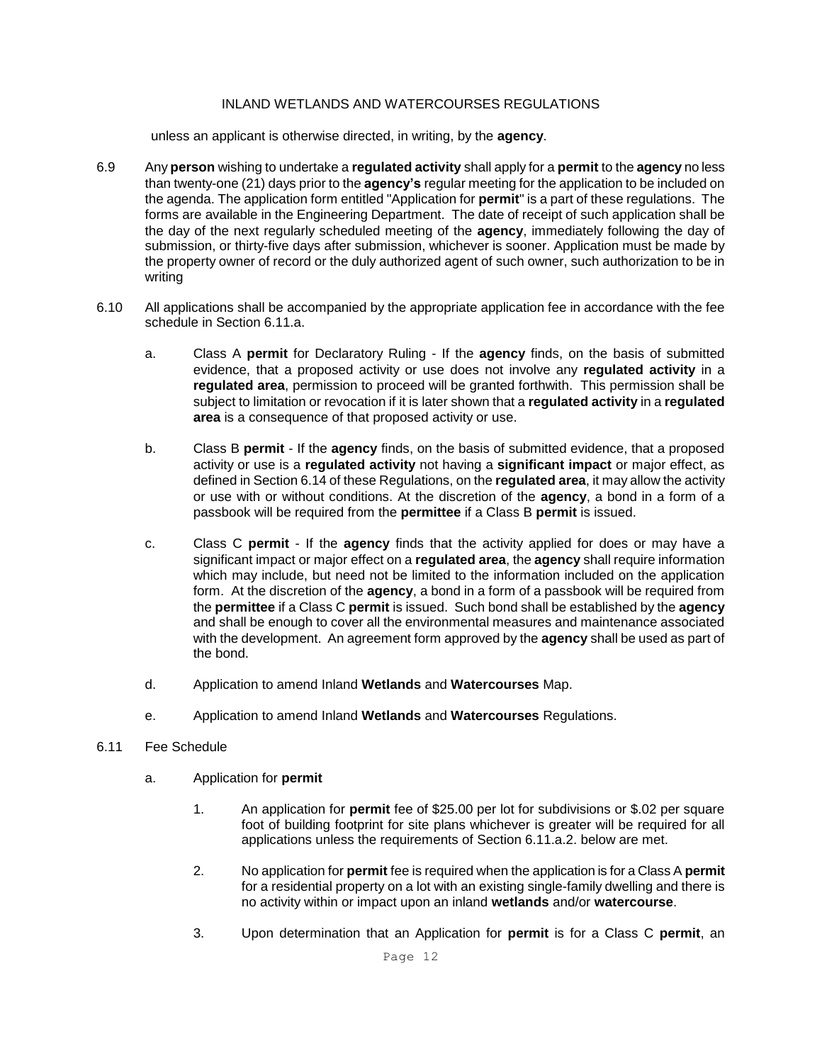unless an applicant is otherwise directed, in writing, by the **agency**.

6.9 Any **person** wishing to undertake a **regulated activity** shall apply for a **permit** to the **agency** no less than twenty-one (21) days prior to the **agency's** regular meeting for the application to be included on the agenda. The application form entitled "Application for **permit**" is a part of these regulations. The forms are available in the Engineering Department. The date of receipt of such application shall be the day of the next regularly scheduled meeting of the **agency**, immediately following the day of submission, or thirty-five days after submission, whichever is sooner. Application must be made by the property owner of record or the duly authorized agent of such owner, such authorization to be in writing

6.10 All applications shall be accompanied by the appropriate application fee in accordance with the fee schedule in Section 6.11.a.

   a. Class A **permit** for Declaratory Ruling - If the **agency** finds, on the basis of submitted evidence, that a proposed activity or use does not involve any **regulated activity** in a **regulated area**, permission to proceed will be granted forthwith. This permission shall be subject to limitation or revocation if it is later shown that a **regulated activity** in a **regulated area** is a consequence of that proposed activity or use.

   b. Class B **permit** - If the **agency** finds, on the basis of submitted evidence, that a proposed activity or use is a **regulated activity** not having a **significant impact** or major effect, as defined in Section 6.14 of these Regulations, on the **regulated area**, it may allow the activity or use with or without conditions. At the discretion of the **agency**, a bond in a form of a passbook will be required from the **permittee** if a Class B **permit** is issued.

   c. Class C **permit** - If the **agency** finds that the activity applied for does or may have a significant impact or major effect on a **regulated area**, the **agency** shall require information which may include, but need not be limited to the information included on the application form. At the discretion of the **agency**, a bond in a form of a passbook will be required from the **permittee** if a Class C **permit** is issued. Such bond shall be established by the **agency** and shall be enough to cover all the environmental measures and maintenance associated with the development. An agreement form approved by the **agency** shall be used as part of the bond.

   d. Application to amend Inland **Wetlands** and **Watercourses** Map.

   e. Application to amend Inland **Wetlands** and **Watercourses** Regulations.

6.11 Fee Schedule

   a. Application for **permit**

      1. An application for **permit** fee of $25.00 per lot for subdivisions or $.02 per square foot of building footprint for site plans whichever is greater will be required for all applications unless the requirements of Section 6.11.a.2. below are met.

      2. No application for **permit** fee is required when the application is for a Class A **permit** for a residential property on a lot with an existing single-family dwelling and there is no activity within or impact upon an inland **wetlands** and/or **watercourse**.

      3. Upon determination that an Application for **permit** is for a Class C **permit**, an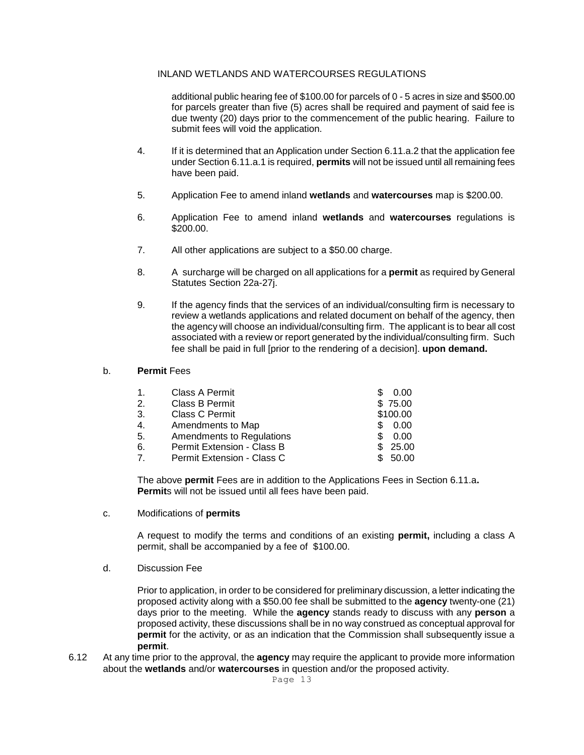additional public hearing fee of $100.00 for parcels of 0 - 5 acres in size and $500.00 for parcels greater than five (5) acres shall be required and payment of said fee is due twenty (20) days prior to the commencement of the public hearing. Failure to submit fees will void the application.

4. If it is determined that an Application under Section 6.11.a.2 that the application fee under Section 6.11.a.1 is required, **permits** will not be issued until all remaining fees have been paid.

5. Application Fee to amend inland **wetlands** and **watercourses** map is $200.00.

6. Application Fee to amend inland **wetlands** and **watercourses** regulations is $200.00.

7. All other applications are subject to a $50.00 charge.

8. A surcharge will be charged on all applications for a **permit** as required by General Statutes Section 22a-27j.

9. If the agency finds that the services of an individual/consulting firm is necessary to review a wetlands applications and related document on behalf of the agency, then the agency will choose an individual/consulting firm. The applicant is to bear all cost associated with a review or report generated by the individual/consulting firm. Such fee shall be paid in full [prior to the rendering of a decision]. **upon demand.**

b. **Permit** Fees

| | | |
|---|---|---|
| 1. | Class A Permit | $ 0.00 |
| 2. | Class B Permit | $ 75.00 |
| 3. | Class C Permit | $100.00 |
| 4. | Amendments to Map | $ 0.00 |
| 5. | Amendments to Regulations | $ 0.00 |
| 6. | Permit Extension - Class B | $ 25.00 |
| 7. | Permit Extension - Class C | $ 50.00 |

The above **permit** Fees are in addition to the Applications Fees in Section 6.11.a**.** **Permit**s will not be issued until all fees have been paid.

c. Modifications of **permits**

A request to modify the terms and conditions of an existing **permit,** including a class A permit, shall be accompanied by a fee of $100.00.

d. Discussion Fee

Prior to application, in order to be considered for preliminary discussion, a letter indicating the proposed activity along with a $50.00 fee shall be submitted to the **agency** twenty-one (21) days prior to the meeting. While the **agency** stands ready to discuss with any **person** a proposed activity, these discussions shall be in no way construed as conceptual approval for **permit** for the activity, or as an indication that the Commission shall subsequently issue a **permit**.

6.12 At any time prior to the approval, the **agency** may require the applicant to provide more information about the **wetlands** and/or **watercourses** in question and/or the proposed activity.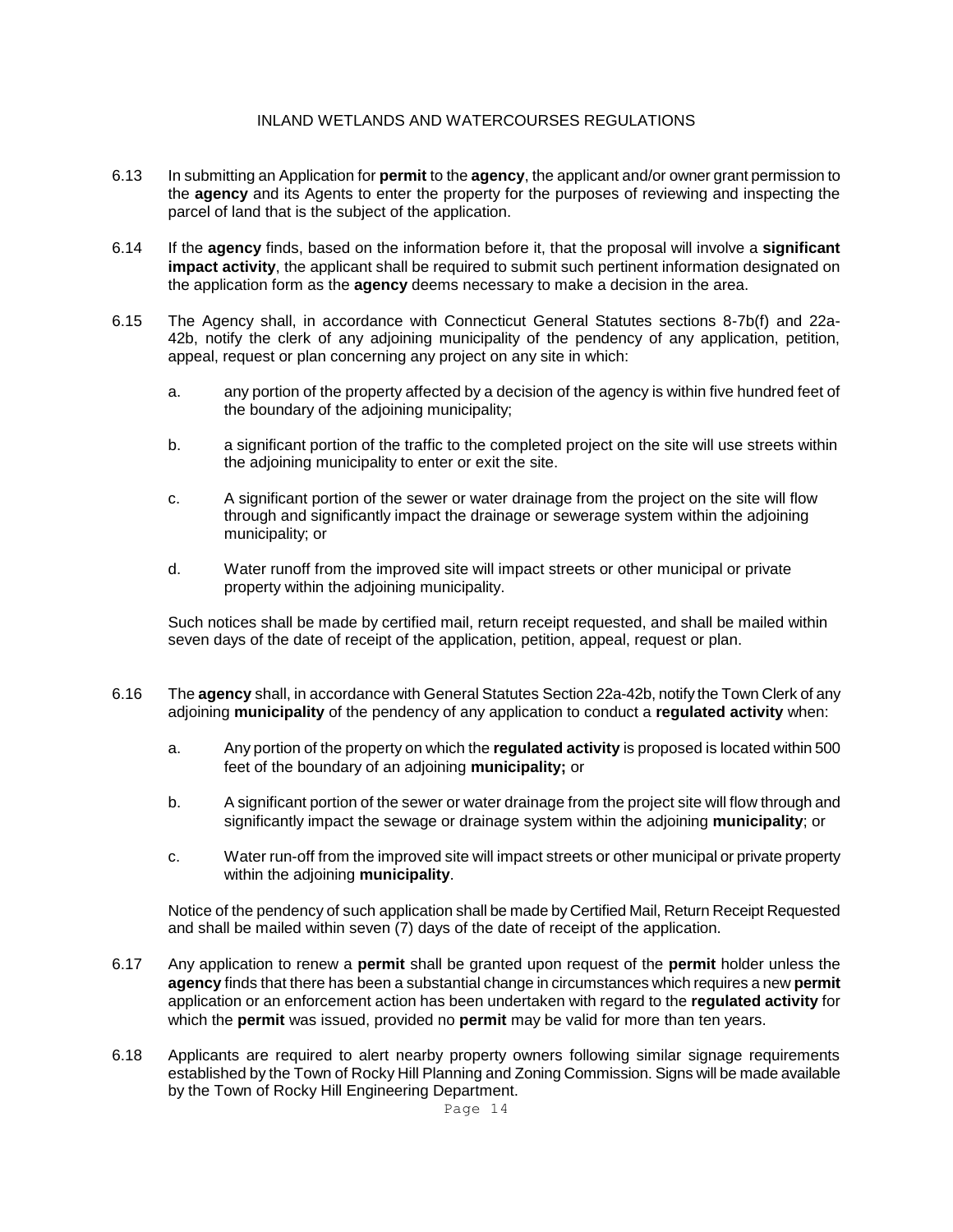6.13 In submitting an Application for **permit** to the **agency**, the applicant and/or owner grant permission to the **agency** and its Agents to enter the property for the purposes of reviewing and inspecting the parcel of land that is the subject of the application.

6.14 If the **agency** finds, based on the information before it, that the proposal will involve a **significant impact activity**, the applicant shall be required to submit such pertinent information designated on the application form as the **agency** deems necessary to make a decision in the area.

6.15 The Agency shall, in accordance with Connecticut General Statutes sections 8-7b(f) and 22a-42b, notify the clerk of any adjoining municipality of the pendency of any application, petition, appeal, request or plan concerning any project on any site in which:

a. any portion of the property affected by a decision of the agency is within five hundred feet of the boundary of the adjoining municipality;

b. a significant portion of the traffic to the completed project on the site will use streets within the adjoining municipality to enter or exit the site.

c. A significant portion of the sewer or water drainage from the project on the site will flow through and significantly impact the drainage or sewerage system within the adjoining municipality; or

d. Water runoff from the improved site will impact streets or other municipal or private property within the adjoining municipality.

Such notices shall be made by certified mail, return receipt requested, and shall be mailed within seven days of the date of receipt of the application, petition, appeal, request or plan.

6.16 The **agency** shall, in accordance with General Statutes Section 22a-42b, notify the Town Clerk of any adjoining **municipality** of the pendency of any application to conduct a **regulated activity** when:

a. Any portion of the property on which the **regulated activity** is proposed is located within 500 feet of the boundary of an adjoining **municipality;** or

b. A significant portion of the sewer or water drainage from the project site will flow through and significantly impact the sewage or drainage system within the adjoining **municipality**; or

c. Water run-off from the improved site will impact streets or other municipal or private property within the adjoining **municipality**.

Notice of the pendency of such application shall be made by Certified Mail, Return Receipt Requested and shall be mailed within seven (7) days of the date of receipt of the application.

6.17 Any application to renew a **permit** shall be granted upon request of the **permit** holder unless the **agency** finds that there has been a substantial change in circumstances which requires a new **permit** application or an enforcement action has been undertaken with regard to the **regulated activity** for which the **permit** was issued, provided no **permit** may be valid for more than ten years.

6.18 Applicants are required to alert nearby property owners following similar signage requirements established by the Town of Rocky Hill Planning and Zoning Commission. Signs will be made available by the Town of Rocky Hill Engineering Department.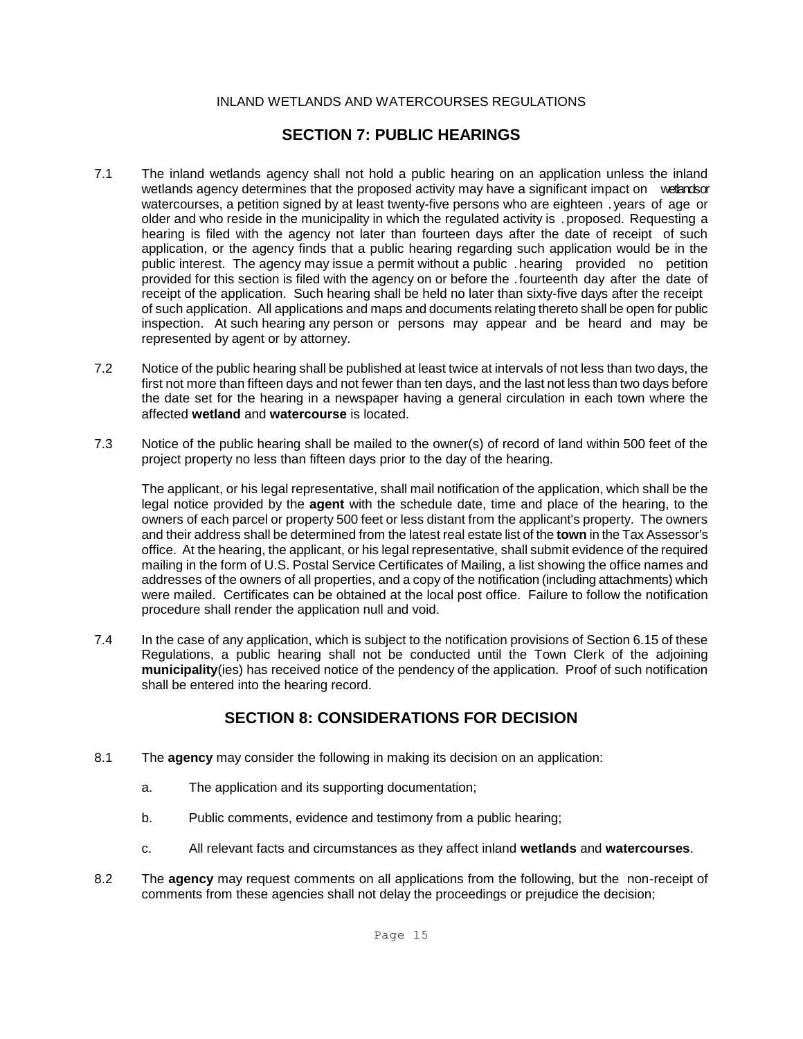INLAND WETLANDS AND WATERCOURSES REGULATIONS

## SECTION 7: PUBLIC HEARINGS

7.1 The inland wetlands agency shall not hold a public hearing on an application unless the inland wetlands agency determines that the proposed activity may have a significant impact on wetlands or watercourses, a petition signed by at least twenty-five persons who are eighteen . years of age or older and who reside in the municipality in which the regulated activity is . proposed. Requesting a hearing is filed with the agency not later than fourteen days after the date of receipt of such application, or the agency finds that a public hearing regarding such application would be in the public interest. The agency may issue a permit without a public . hearing provided no petition provided for this section is filed with the agency on or before the . fourteenth day after the date of receipt of the application. Such hearing shall be held no later than sixty-five days after the receipt of such application. All applications and maps and documents relating thereto shall be open for public inspection. At such hearing any person or persons may appear and be heard and may be represented by agent or by attorney.

7.2 Notice of the public hearing shall be published at least twice at intervals of not less than two days, the first not more than fifteen days and not fewer than ten days, and the last not less than two days before the date set for the hearing in a newspaper having a general circulation in each town where the affected **wetland** and **watercourse** is located.

7.3 Notice of the public hearing shall be mailed to the owner(s) of record of land within 500 feet of the project property no less than fifteen days prior to the day of the hearing.

The applicant, or his legal representative, shall mail notification of the application, which shall be the legal notice provided by the **agent** with the schedule date, time and place of the hearing, to the owners of each parcel or property 500 feet or less distant from the applicant's property. The owners and their address shall be determined from the latest real estate list of the **town** in the Tax Assessor's office. At the hearing, the applicant, or his legal representative, shall submit evidence of the required mailing in the form of U.S. Postal Service Certificates of Mailing, a list showing the office names and addresses of the owners of all properties, and a copy of the notification (including attachments) which were mailed. Certificates can be obtained at the local post office. Failure to follow the notification procedure shall render the application null and void.

7.4 In the case of any application, which is subject to the notification provisions of Section 6.15 of these Regulations, a public hearing shall not be conducted until the Town Clerk of the adjoining **municipality**(ies) has received notice of the pendency of the application. Proof of such notification shall be entered into the hearing record.

## SECTION 8: CONSIDERATIONS FOR DECISION

8.1 The **agency** may consider the following in making its decision on an application:

a. The application and its supporting documentation;

b. Public comments, evidence and testimony from a public hearing;

c. All relevant facts and circumstances as they affect inland **wetlands** and **watercourses**.

8.2 The **agency** may request comments on all applications from the following, but the non-receipt of comments from these agencies shall not delay the proceedings or prejudice the decision;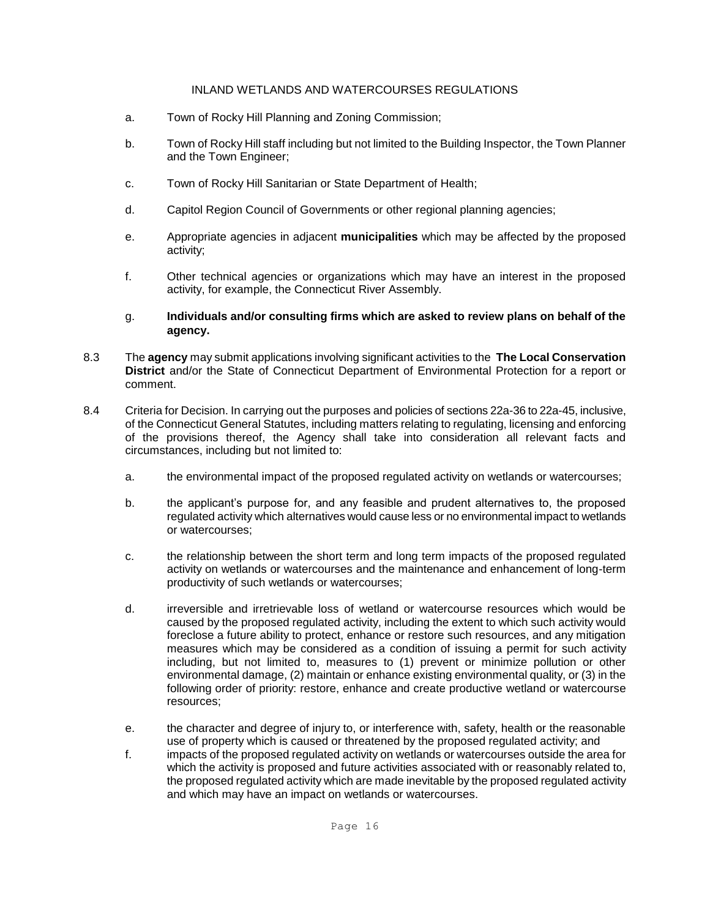a. Town of Rocky Hill Planning and Zoning Commission;

b. Town of Rocky Hill staff including but not limited to the Building Inspector, the Town Planner and the Town Engineer;

c. Town of Rocky Hill Sanitarian or State Department of Health;

d. Capitol Region Council of Governments or other regional planning agencies;

e. Appropriate agencies in adjacent **municipalities** which may be affected by the proposed activity;

f. Other technical agencies or organizations which may have an interest in the proposed activity, for example, the Connecticut River Assembly.

g. **Individuals and/or consulting firms which are asked to review plans on behalf of the agency.**

8.3 The **agency** may submit applications involving significant activities to the **The Local Conservation District** and/or the State of Connecticut Department of Environmental Protection for a report or comment.

8.4 Criteria for Decision. In carrying out the purposes and policies of sections 22a-36 to 22a-45, inclusive, of the Connecticut General Statutes, including matters relating to regulating, licensing and enforcing of the provisions thereof, the Agency shall take into consideration all relevant facts and circumstances, including but not limited to:

a. the environmental impact of the proposed regulated activity on wetlands or watercourses;

b. the applicant's purpose for, and any feasible and prudent alternatives to, the proposed regulated activity which alternatives would cause less or no environmental impact to wetlands or watercourses;

c. the relationship between the short term and long term impacts of the proposed regulated activity on wetlands or watercourses and the maintenance and enhancement of long-term productivity of such wetlands or watercourses;

d. irreversible and irretrievable loss of wetland or watercourse resources which would be caused by the proposed regulated activity, including the extent to which such activity would foreclose a future ability to protect, enhance or restore such resources, and any mitigation measures which may be considered as a condition of issuing a permit for such activity including, but not limited to, measures to (1) prevent or minimize pollution or other environmental damage, (2) maintain or enhance existing environmental quality, or (3) in the following order of priority: restore, enhance and create productive wetland or watercourse resources;

e. the character and degree of injury to, or interference with, safety, health or the reasonable use of property which is caused or threatened by the proposed regulated activity; and

f. impacts of the proposed regulated activity on wetlands or watercourses outside the area for which the activity is proposed and future activities associated with or reasonably related to, the proposed regulated activity which are made inevitable by the proposed regulated activity and which may have an impact on wetlands or watercourses.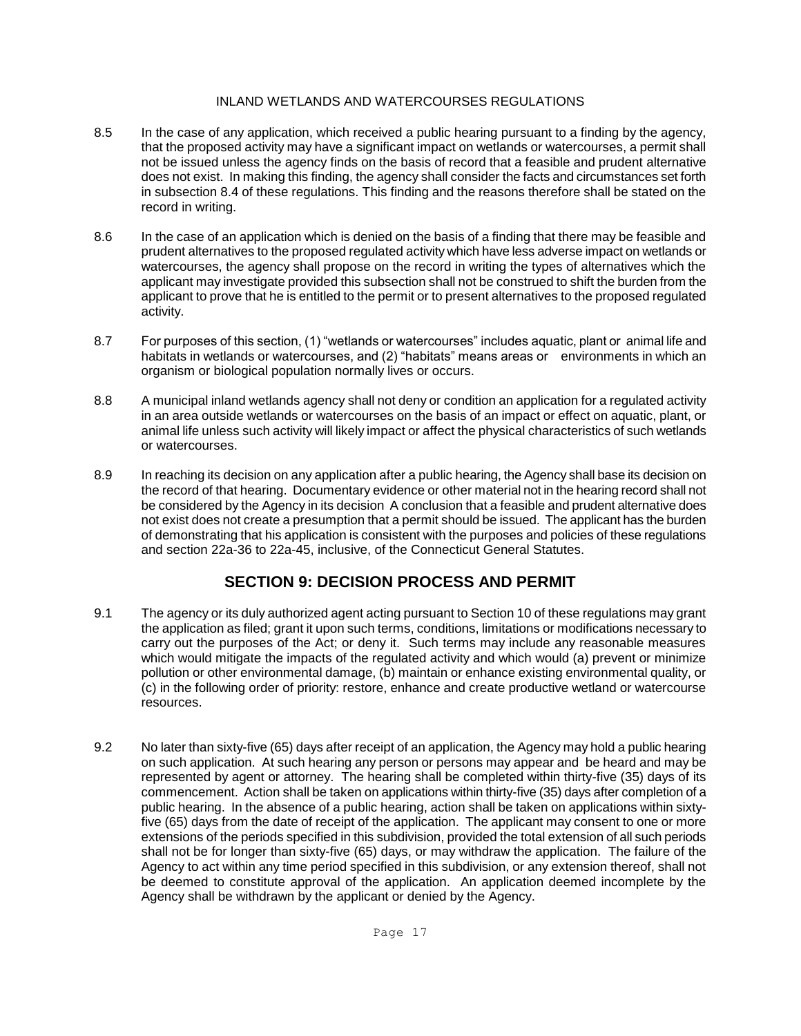8.5 In the case of any application, which received a public hearing pursuant to a finding by the agency, that the proposed activity may have a significant impact on wetlands or watercourses, a permit shall not be issued unless the agency finds on the basis of record that a feasible and prudent alternative does not exist. In making this finding, the agency shall consider the facts and circumstances set forth in subsection 8.4 of these regulations. This finding and the reasons therefore shall be stated on the record in writing.

8.6 In the case of an application which is denied on the basis of a finding that there may be feasible and prudent alternatives to the proposed regulated activity which have less adverse impact on wetlands or watercourses, the agency shall propose on the record in writing the types of alternatives which the applicant may investigate provided this subsection shall not be construed to shift the burden from the applicant to prove that he is entitled to the permit or to present alternatives to the proposed regulated activity.

8.7 For purposes of this section, (1) "wetlands or watercourses" includes aquatic, plant or animal life and habitats in wetlands or watercourses, and (2) "habitats" means areas or environments in which an organism or biological population normally lives or occurs.

8.8 A municipal inland wetlands agency shall not deny or condition an application for a regulated activity in an area outside wetlands or watercourses on the basis of an impact or effect on aquatic, plant, or animal life unless such activity will likely impact or affect the physical characteristics of such wetlands or watercourses.

8.9 In reaching its decision on any application after a public hearing, the Agency shall base its decision on the record of that hearing. Documentary evidence or other material not in the hearing record shall not be considered by the Agency in its decision A conclusion that a feasible and prudent alternative does not exist does not create a presumption that a permit should be issued. The applicant has the burden of demonstrating that his application is consistent with the purposes and policies of these regulations and section 22a-36 to 22a-45, inclusive, of the Connecticut General Statutes.

## SECTION 9: DECISION PROCESS AND PERMIT

9.1 The agency or its duly authorized agent acting pursuant to Section 10 of these regulations may grant the application as filed; grant it upon such terms, conditions, limitations or modifications necessary to carry out the purposes of the Act; or deny it. Such terms may include any reasonable measures which would mitigate the impacts of the regulated activity and which would (a) prevent or minimize pollution or other environmental damage, (b) maintain or enhance existing environmental quality, or (c) in the following order of priority: restore, enhance and create productive wetland or watercourse resources.

9.2 No later than sixty-five (65) days after receipt of an application, the Agency may hold a public hearing on such application. At such hearing any person or persons may appear and be heard and may be represented by agent or attorney. The hearing shall be completed within thirty-five (35) days of its commencement. Action shall be taken on applications within thirty-five (35) days after completion of a public hearing. In the absence of a public hearing, action shall be taken on applications within sixty-five (65) days from the date of receipt of the application. The applicant may consent to one or more extensions of the periods specified in this subdivision, provided the total extension of all such periods shall not be for longer than sixty-five (65) days, or may withdraw the application. The failure of the Agency to act within any time period specified in this subdivision, or any extension thereof, shall not be deemed to constitute approval of the application. An application deemed incomplete by the Agency shall be withdrawn by the applicant or denied by the Agency.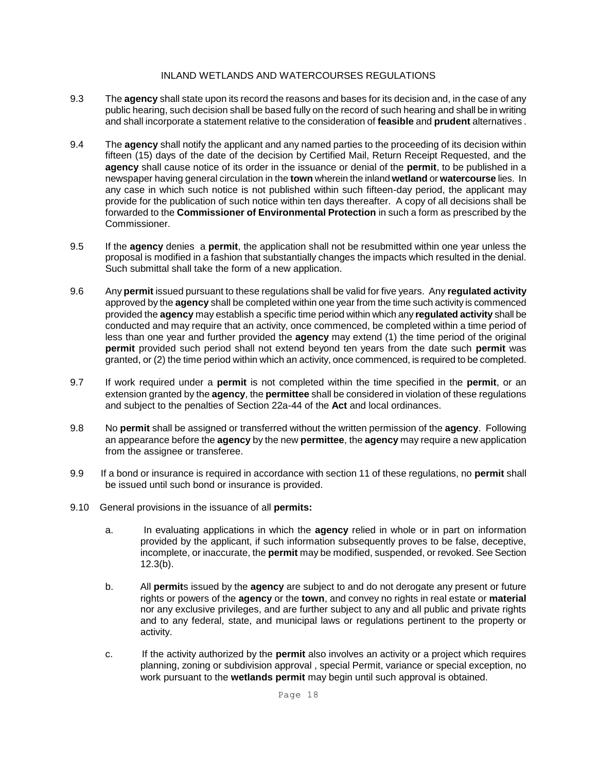9.3 The **agency** shall state upon its record the reasons and bases for its decision and, in the case of any public hearing, such decision shall be based fully on the record of such hearing and shall be in writing and shall incorporate a statement relative to the consideration of **feasible** and **prudent** alternatives .

9.4 The **agency** shall notify the applicant and any named parties to the proceeding of its decision within fifteen (15) days of the date of the decision by Certified Mail, Return Receipt Requested, and the **agency** shall cause notice of its order in the issuance or denial of the **permit**, to be published in a newspaper having general circulation in the **town** wherein the inland **wetland** or **watercourse** lies. In any case in which such notice is not published within such fifteen-day period, the applicant may provide for the publication of such notice within ten days thereafter. A copy of all decisions shall be forwarded to the **Commissioner of Environmental Protection** in such a form as prescribed by the Commissioner.

9.5 If the **agency** denies a **permit**, the application shall not be resubmitted within one year unless the proposal is modified in a fashion that substantially changes the impacts which resulted in the denial. Such submittal shall take the form of a new application.

9.6 Any **permit** issued pursuant to these regulations shall be valid for five years. Any **regulated activity** approved by the **agency** shall be completed within one year from the time such activity is commenced provided the **agency** may establish a specific time period within which any **regulated activity** shall be conducted and may require that an activity, once commenced, be completed within a time period of less than one year and further provided the **agency** may extend (1) the time period of the original **permit** provided such period shall not extend beyond ten years from the date such **permit** was granted, or (2) the time period within which an activity, once commenced, is required to be completed.

9.7 If work required under a **permit** is not completed within the time specified in the **permit**, or an extension granted by the **agency**, the **permittee** shall be considered in violation of these regulations and subject to the penalties of Section 22a-44 of the **Act** and local ordinances.

9.8 No **permit** shall be assigned or transferred without the written permission of the **agency**. Following an appearance before the **agency** by the new **permittee**, the **agency** may require a new application from the assignee or transferee.

9.9 If a bond or insurance is required in accordance with section 11 of these regulations, no **permit** shall be issued until such bond or insurance is provided.

9.10 General provisions in the issuance of all **permits:**

a. In evaluating applications in which the **agency** relied in whole or in part on information provided by the applicant, if such information subsequently proves to be false, deceptive, incomplete, or inaccurate, the **permit** may be modified, suspended, or revoked. See Section 12.3(b).

b. All **permit**s issued by the **agency** are subject to and do not derogate any present or future rights or powers of the **agency** or the **town**, and convey no rights in real estate or **material** nor any exclusive privileges, and are further subject to any and all public and private rights and to any federal, state, and municipal laws or regulations pertinent to the property or activity.

c. If the activity authorized by the **permit** also involves an activity or a project which requires planning, zoning or subdivision approval , special Permit, variance or special exception, no work pursuant to the **wetlands permit** may begin until such approval is obtained.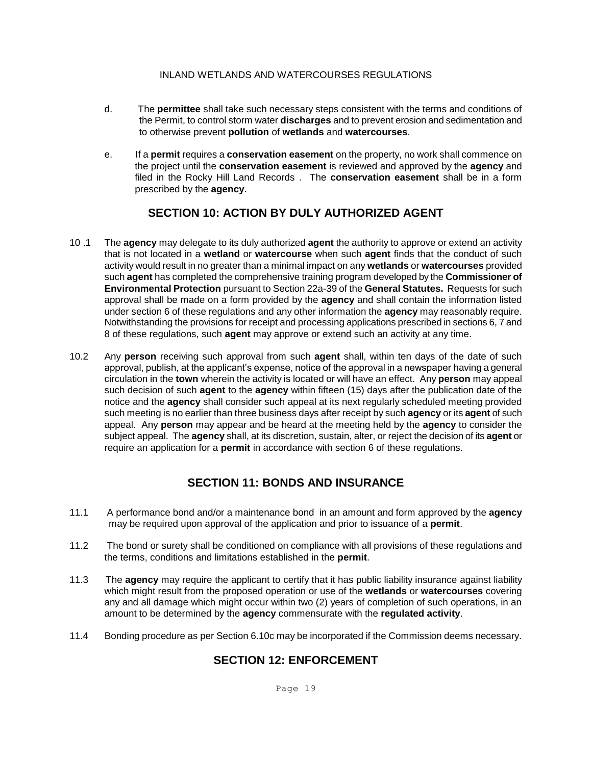d. The **permittee** shall take such necessary steps consistent with the terms and conditions of the Permit, to control storm water **discharges** and to prevent erosion and sedimentation and to otherwise prevent **pollution** of **wetlands** and **watercourses**.

e. If a **permit** requires a **conservation easement** on the property, no work shall commence on the project until the **conservation easement** is reviewed and approved by the **agency** and filed in the Rocky Hill Land Records . The **conservation easement** shall be in a form prescribed by the **agency**.

## SECTION 10: ACTION BY DULY AUTHORIZED AGENT

10 .1 The **agency** may delegate to its duly authorized **agent** the authority to approve or extend an activity that is not located in a **wetland** or **watercourse** when such **agent** finds that the conduct of such activity would result in no greater than a minimal impact on any **wetlands** or **watercourses** provided such **agent** has completed the comprehensive training program developed by the **Commissioner of Environmental Protection** pursuant to Section 22a-39 of the **General Statutes.** Requests for such approval shall be made on a form provided by the **agency** and shall contain the information listed under section 6 of these regulations and any other information the **agency** may reasonably require. Notwithstanding the provisions for receipt and processing applications prescribed in sections 6, 7 and 8 of these regulations, such **agent** may approve or extend such an activity at any time.

10.2 Any **person** receiving such approval from such **agent** shall, within ten days of the date of such approval, publish, at the applicant's expense, notice of the approval in a newspaper having a general circulation in the **town** wherein the activity is located or will have an effect. Any **person** may appeal such decision of such **agent** to the **agency** within fifteen (15) days after the publication date of the notice and the **agency** shall consider such appeal at its next regularly scheduled meeting provided such meeting is no earlier than three business days after receipt by such **agency** or its **agent** of such appeal. Any **person** may appear and be heard at the meeting held by the **agency** to consider the subject appeal. The **agency** shall, at its discretion, sustain, alter, or reject the decision of its **agent** or require an application for a **permit** in accordance with section 6 of these regulations.

## SECTION 11: BONDS AND INSURANCE

11.1 A performance bond and/or a maintenance bond in an amount and form approved by the **agency** may be required upon approval of the application and prior to issuance of a **permit**.

11.2 The bond or surety shall be conditioned on compliance with all provisions of these regulations and the terms, conditions and limitations established in the **permit**.

11.3 The **agency** may require the applicant to certify that it has public liability insurance against liability which might result from the proposed operation or use of the **wetlands** or **watercourses** covering any and all damage which might occur within two (2) years of completion of such operations, in an amount to be determined by the **agency** commensurate with the **regulated activity**.

11.4 Bonding procedure as per Section 6.10c may be incorporated if the Commission deems necessary.

## SECTION 12: ENFORCEMENT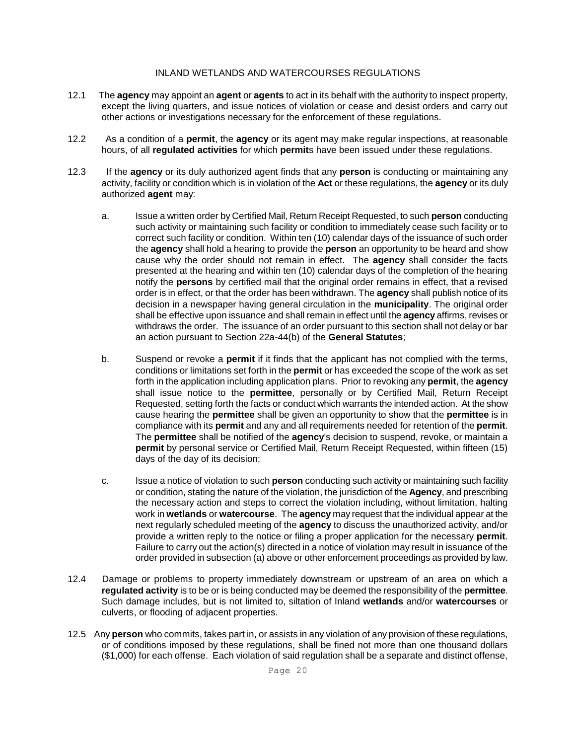INLAND WETLANDS AND WATERCOURSES REGULATIONS

12.1 The **agency** may appoint an **agent** or **agents** to act in its behalf with the authority to inspect property, except the living quarters, and issue notices of violation or cease and desist orders and carry out other actions or investigations necessary for the enforcement of these regulations.

12.2 As a condition of a **permit**, the **agency** or its agent may make regular inspections, at reasonable hours, of all **regulated activities** for which **permit**s have been issued under these regulations.

12.3 If the **agency** or its duly authorized agent finds that any **person** is conducting or maintaining any activity, facility or condition which is in violation of the **Act** or these regulations, the **agency** or its duly authorized **agent** may:

a. Issue a written order by Certified Mail, Return Receipt Requested, to such **person** conducting such activity or maintaining such facility or condition to immediately cease such facility or to correct such facility or condition. Within ten (10) calendar days of the issuance of such order the **agency** shall hold a hearing to provide the **person** an opportunity to be heard and show cause why the order should not remain in effect. The **agency** shall consider the facts presented at the hearing and within ten (10) calendar days of the completion of the hearing notify the **persons** by certified mail that the original order remains in effect, that a revised order is in effect, or that the order has been withdrawn. The **agency** shall publish notice of its decision in a newspaper having general circulation in the **municipality**. The original order shall be effective upon issuance and shall remain in effect until the **agency** affirms, revises or withdraws the order. The issuance of an order pursuant to this section shall not delay or bar an action pursuant to Section 22a-44(b) of the **General Statutes**;

b. Suspend or revoke a **permit** if it finds that the applicant has not complied with the terms, conditions or limitations set forth in the **permit** or has exceeded the scope of the work as set forth in the application including application plans. Prior to revoking any **permit**, the **agency** shall issue notice to the **permittee**, personally or by Certified Mail, Return Receipt Requested, setting forth the facts or conduct which warrants the intended action. At the show cause hearing the **permittee** shall be given an opportunity to show that the **permittee** is in compliance with its **permit** and any and all requirements needed for retention of the **permit**. The **permittee** shall be notified of the **agency**'s decision to suspend, revoke, or maintain a **permit** by personal service or Certified Mail, Return Receipt Requested, within fifteen (15) days of the day of its decision;

c. Issue a notice of violation to such **person** conducting such activity or maintaining such facility or condition, stating the nature of the violation, the jurisdiction of the **Agency**, and prescribing the necessary action and steps to correct the violation including, without limitation, halting work in **wetlands** or **watercourse**. The **agency** may request that the individual appear at the next regularly scheduled meeting of the **agency** to discuss the unauthorized activity, and/or provide a written reply to the notice or filing a proper application for the necessary **permit**. Failure to carry out the action(s) directed in a notice of violation may result in issuance of the order provided in subsection (a) above or other enforcement proceedings as provided by law.

12.4 Damage or problems to property immediately downstream or upstream of an area on which a **regulated activity** is to be or is being conducted may be deemed the responsibility of the **permittee**. Such damage includes, but is not limited to, siltation of Inland **wetlands** and/or **watercourses** or culverts, or flooding of adjacent properties.

12.5 Any **person** who commits, takes part in, or assists in any violation of any provision of these regulations, or of conditions imposed by these regulations, shall be fined not more than one thousand dollars ($1,000) for each offense. Each violation of said regulation shall be a separate and distinct offense,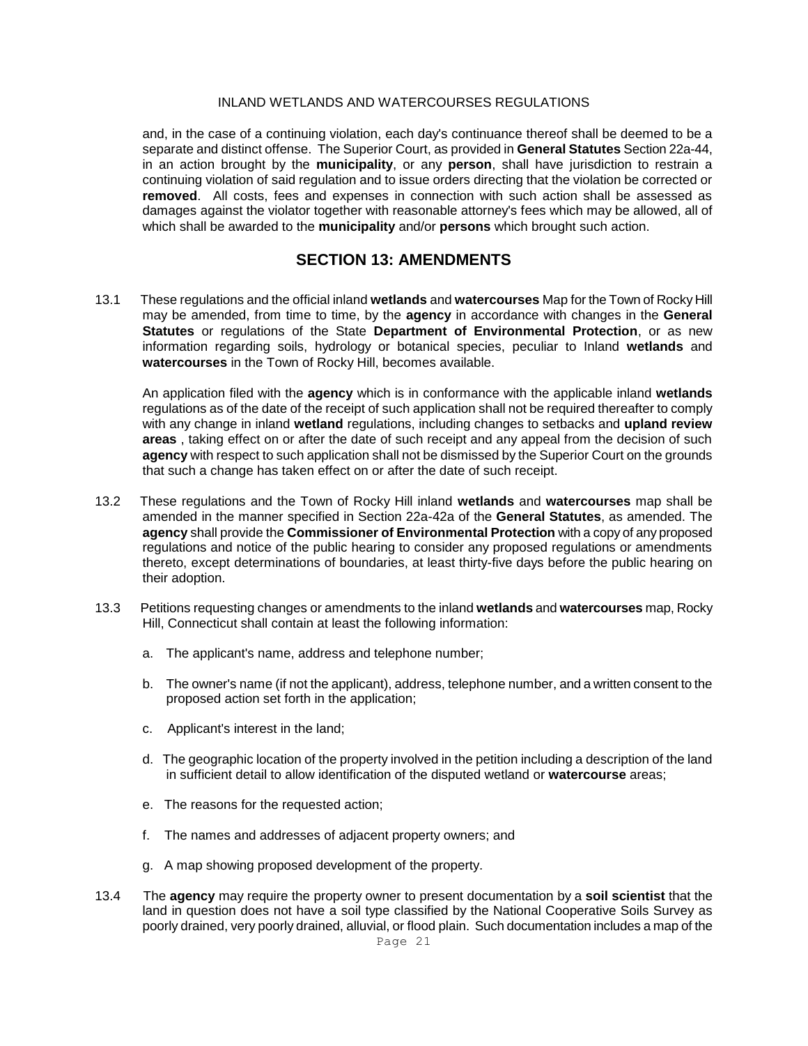and, in the case of a continuing violation, each day's continuance thereof shall be deemed to be a separate and distinct offense. The Superior Court, as provided in **General Statutes** Section 22a-44, in an action brought by the **municipality**, or any **person**, shall have jurisdiction to restrain a continuing violation of said regulation and to issue orders directing that the violation be corrected or **removed**. All costs, fees and expenses in connection with such action shall be assessed as damages against the violator together with reasonable attorney's fees which may be allowed, all of which shall be awarded to the **municipality** and/or **persons** which brought such action.

## SECTION 13: AMENDMENTS

13.1 These regulations and the official inland **wetlands** and **watercourses** Map for the Town of Rocky Hill may be amended, from time to time, by the **agency** in accordance with changes in the **General Statutes** or regulations of the State **Department of Environmental Protection**, or as new information regarding soils, hydrology or botanical species, peculiar to Inland **wetlands** and **watercourses** in the Town of Rocky Hill, becomes available.

An application filed with the **agency** which is in conformance with the applicable inland **wetlands** regulations as of the date of the receipt of such application shall not be required thereafter to comply with any change in inland **wetland** regulations, including changes to setbacks and **upland review areas** , taking effect on or after the date of such receipt and any appeal from the decision of such **agency** with respect to such application shall not be dismissed by the Superior Court on the grounds that such a change has taken effect on or after the date of such receipt.

13.2 These regulations and the Town of Rocky Hill inland **wetlands** and **watercourses** map shall be amended in the manner specified in Section 22a-42a of the **General Statutes**, as amended. The **agency** shall provide the **Commissioner of Environmental Protection** with a copy of any proposed regulations and notice of the public hearing to consider any proposed regulations or amendments thereto, except determinations of boundaries, at least thirty-five days before the public hearing on their adoption.

13.3 Petitions requesting changes or amendments to the inland **wetlands** and **watercourses** map, Rocky Hill, Connecticut shall contain at least the following information:

a. The applicant's name, address and telephone number;

b. The owner's name (if not the applicant), address, telephone number, and a written consent to the proposed action set forth in the application;

c. Applicant's interest in the land;

d. The geographic location of the property involved in the petition including a description of the land in sufficient detail to allow identification of the disputed wetland or **watercourse** areas;

e. The reasons for the requested action;

f. The names and addresses of adjacent property owners; and

g. A map showing proposed development of the property.

13.4 The **agency** may require the property owner to present documentation by a **soil scientist** that the land in question does not have a soil type classified by the National Cooperative Soils Survey as poorly drained, very poorly drained, alluvial, or flood plain. Such documentation includes a map of the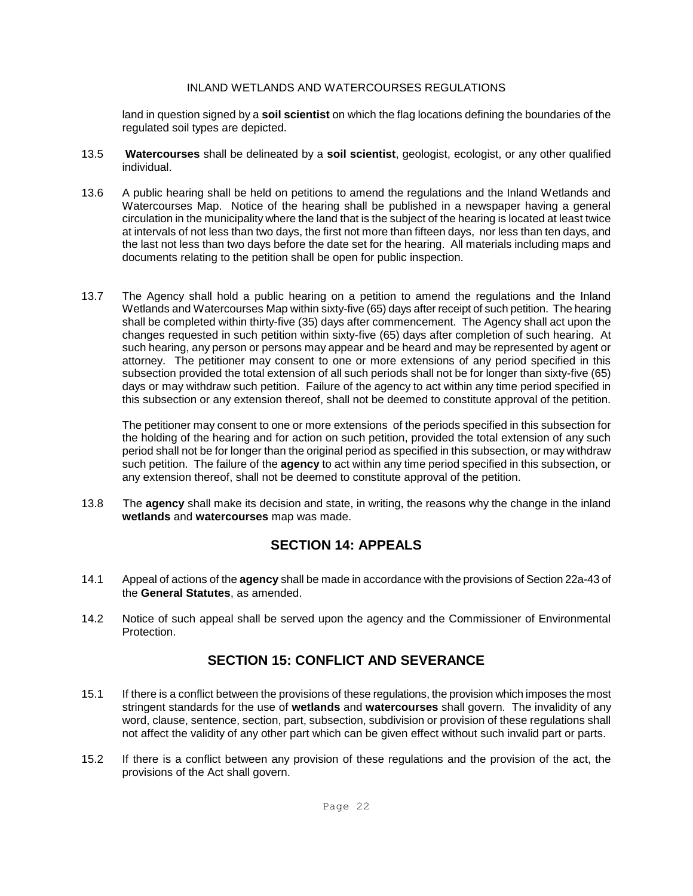land in question signed by a **soil scientist** on which the flag locations defining the boundaries of the regulated soil types are depicted.

13.5 **Watercourses** shall be delineated by a **soil scientist**, geologist, ecologist, or any other qualified individual.

13.6 A public hearing shall be held on petitions to amend the regulations and the Inland Wetlands and Watercourses Map. Notice of the hearing shall be published in a newspaper having a general circulation in the municipality where the land that is the subject of the hearing is located at least twice at intervals of not less than two days, the first not more than fifteen days, nor less than ten days, and the last not less than two days before the date set for the hearing. All materials including maps and documents relating to the petition shall be open for public inspection.

13.7 The Agency shall hold a public hearing on a petition to amend the regulations and the Inland Wetlands and Watercourses Map within sixty-five (65) days after receipt of such petition. The hearing shall be completed within thirty-five (35) days after commencement. The Agency shall act upon the changes requested in such petition within sixty-five (65) days after completion of such hearing. At such hearing, any person or persons may appear and be heard and may be represented by agent or attorney. The petitioner may consent to one or more extensions of any period specified in this subsection provided the total extension of all such periods shall not be for longer than sixty-five (65) days or may withdraw such petition. Failure of the agency to act within any time period specified in this subsection or any extension thereof, shall not be deemed to constitute approval of the petition.

The petitioner may consent to one or more extensions of the periods specified in this subsection for the holding of the hearing and for action on such petition, provided the total extension of any such period shall not be for longer than the original period as specified in this subsection, or may withdraw such petition. The failure of the **agency** to act within any time period specified in this subsection, or any extension thereof, shall not be deemed to constitute approval of the petition.

13.8 The **agency** shall make its decision and state, in writing, the reasons why the change in the inland **wetlands** and **watercourses** map was made.

## SECTION 14: APPEALS

14.1 Appeal of actions of the **agency** shall be made in accordance with the provisions of Section 22a-43 of the **General Statutes**, as amended.

14.2 Notice of such appeal shall be served upon the agency and the Commissioner of Environmental Protection.

## SECTION 15: CONFLICT AND SEVERANCE

15.1 If there is a conflict between the provisions of these regulations, the provision which imposes the most stringent standards for the use of **wetlands** and **watercourses** shall govern. The invalidity of any word, clause, sentence, section, part, subsection, subdivision or provision of these regulations shall not affect the validity of any other part which can be given effect without such invalid part or parts.

15.2 If there is a conflict between any provision of these regulations and the provision of the act, the provisions of the Act shall govern.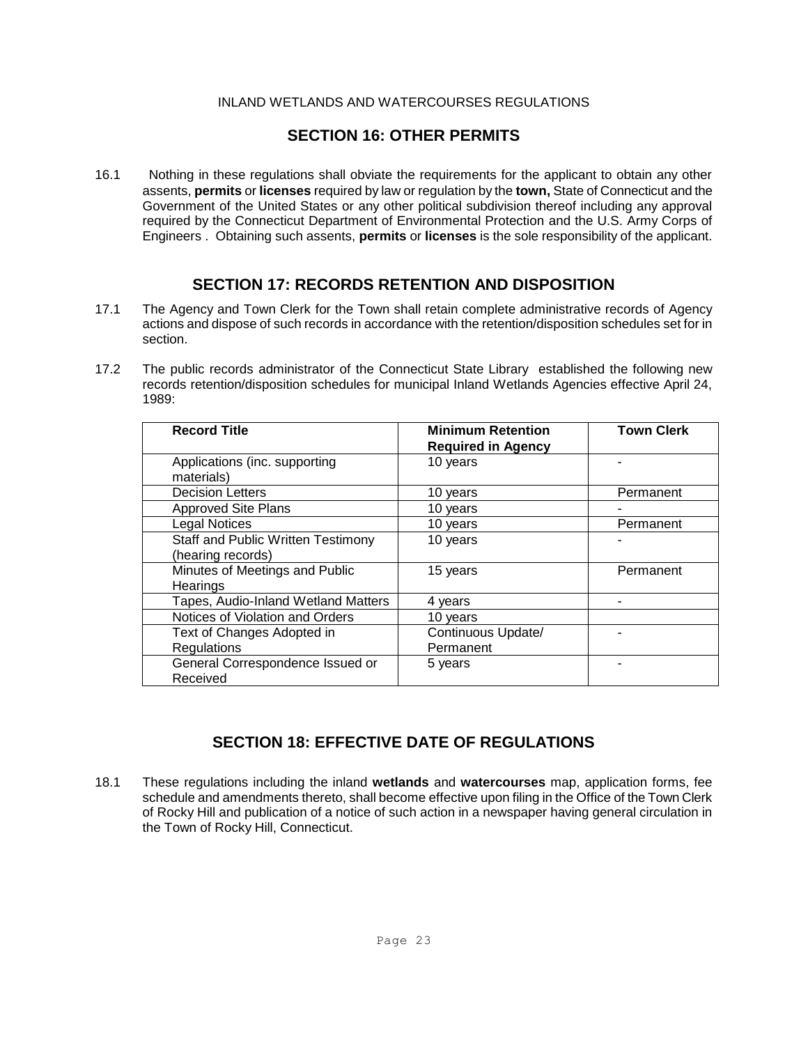INLAND WETLANDS AND WATERCOURSES REGULATIONS

## SECTION 16: OTHER PERMITS

16.1 Nothing in these regulations shall obviate the requirements for the applicant to obtain any other assents, **permits** or **licenses** required by law or regulation by the **town,** State of Connecticut and the Government of the United States or any other political subdivision thereof including any approval required by the Connecticut Department of Environmental Protection and the U.S. Army Corps of Engineers . Obtaining such assents, **permits** or **licenses** is the sole responsibility of the applicant.

## SECTION 17: RECORDS RETENTION AND DISPOSITION

17.1 The Agency and Town Clerk for the Town shall retain complete administrative records of Agency actions and dispose of such records in accordance with the retention/disposition schedules set for in section.

17.2 The public records administrator of the Connecticut State Library established the following new records retention/disposition schedules for municipal Inland Wetlands Agencies effective April 24, 1989:

| Record Title | Minimum Retention Required in Agency | Town Clerk |
|---|---|---|
| Applications (inc. supporting materials) | 10 years | - |
| Decision Letters | 10 years | Permanent |
| Approved Site Plans | 10 years | - |
| Legal Notices | 10 years | Permanent |
| Staff and Public Written Testimony (hearing records) | 10 years | - |
| Minutes of Meetings and Public Hearings | 15 years | Permanent |
| Tapes, Audio-Inland Wetland Matters | 4 years | - |
| Notices of Violation and Orders | 10 years | |
| Text of Changes Adopted in Regulations | Continuous Update/ Permanent | - |
| General Correspondence Issued or Received | 5 years | - |

## SECTION 18: EFFECTIVE DATE OF REGULATIONS

18.1 These regulations including the inland **wetlands** and **watercourses** map, application forms, fee schedule and amendments thereto, shall become effective upon filing in the Office of the Town Clerk of Rocky Hill and publication of a notice of such action in a newspaper having general circulation in the Town of Rocky Hill, Connecticut.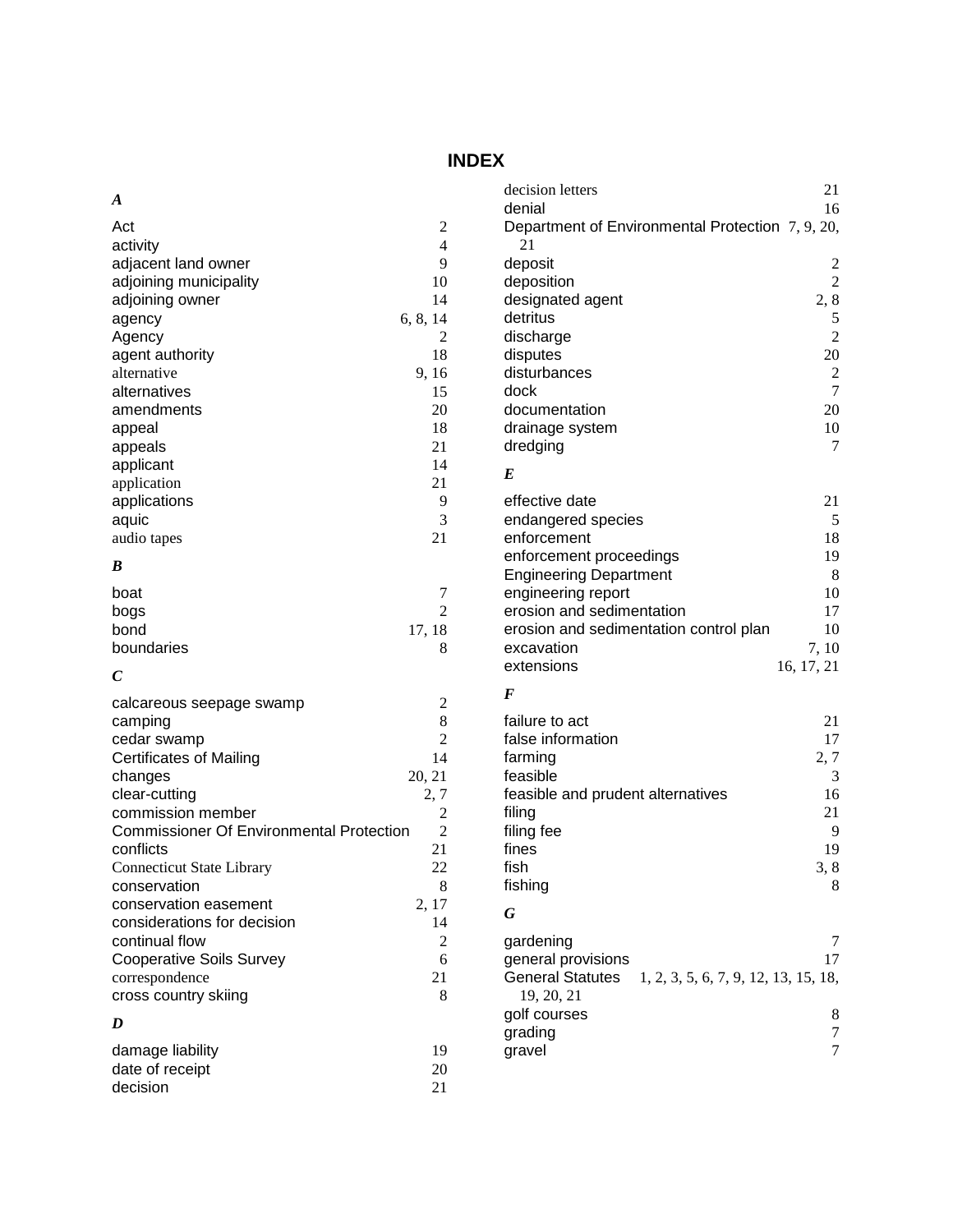# INDEX

***A***

Act 2
activity 4
adjacent land owner 9
adjoining municipality 10
adjoining owner 14
agency 6, 8, 14
Agency 2
agent authority 18
alternative 9, 16
alternatives 15
amendments 20
appeal 18
appeals 21
applicant 14
application 21
applications 9
aquic 3
audio tapes 21

***B***

boat 7
bogs 2
bond 17, 18
boundaries 8

***C***

calcareous seepage swamp 2
camping 8
cedar swamp 2
Certificates of Mailing 14
changes 20, 21
clear-cutting 2, 7
commission member 2
Commissioner Of Environmental Protection 2
conflicts 21
Connecticut State Library 22
conservation 8
conservation easement 2, 17
considerations for decision 14
continual flow 2
Cooperative Soils Survey 6
correspondence 21
cross country skiing 8

***D***

damage liability 19
date of receipt 20
decision 21
decision letters 21
denial 16
Department of Environmental Protection 7, 9, 20, 21
deposit 2
deposition 2
designated agent 2, 8
detritus 5
discharge 2
disputes 20
disturbances 2
dock 7
documentation 20
drainage system 10
dredging 7

***E***

effective date 21
endangered species 5
enforcement 18
enforcement proceedings 19
Engineering Department 8
engineering report 10
erosion and sedimentation 17
erosion and sedimentation control plan 10
excavation 7, 10
extensions 16, 17, 21

***F***

failure to act 21
false information 17
farming 2, 7
feasible 3
feasible and prudent alternatives 16
filing 21
filing fee 9
fines 19
fish 3, 8
fishing 8

***G***

gardening 7
general provisions 17
General Statutes 1, 2, 3, 5, 6, 7, 9, 12, 13, 15, 18, 19, 20, 21
golf courses 8
grading 7
gravel 7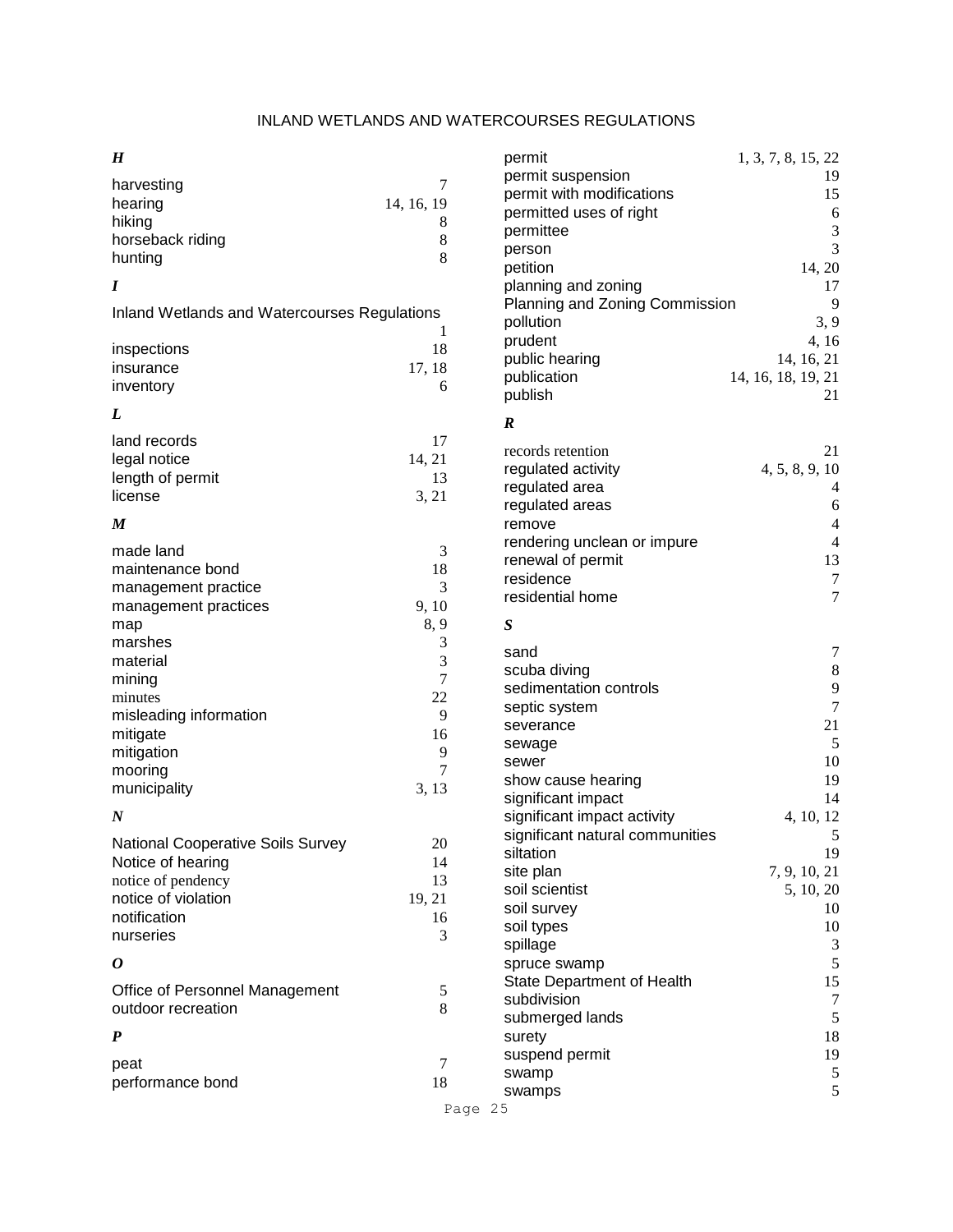### H

harvesting 7
hearing 14, 16, 19
hiking 8
horseback riding 8
hunting 8

### I

Inland Wetlands and Watercourses Regulations 1
inspections 18
insurance 17, 18
inventory 6

### L

land records 17
legal notice 14, 21
length of permit 13
license 3, 21

### M

made land 3
maintenance bond 18
management practice 3
management practices 9, 10
map 8, 9
marshes 3
material 3
mining 7
minutes 22
misleading information 9
mitigate 16
mitigation 9
mooring 7
municipality 3, 13

### N

National Cooperative Soils Survey 20
Notice of hearing 14
notice of pendency 13
notice of violation 19, 21
notification 16
nurseries 3

### O

Office of Personnel Management 5
outdoor recreation 8

### P

peat 7
performance bond 18
permit 1, 3, 7, 8, 15, 22
permit suspension 19
permit with modifications 15
permitted uses of right 6
permittee 3
person 3
petition 14, 20
planning and zoning 17
Planning and Zoning Commission 9
pollution 3, 9
prudent 4, 16
public hearing 14, 16, 21
publication 14, 16, 18, 19, 21
publish 21

### R

records retention 21
regulated activity 4, 5, 8, 9, 10
regulated area 4
regulated areas 6
remove 4
rendering unclean or impure 4
renewal of permit 13
residence 7
residential home 7

### S

sand 7
scuba diving 8
sedimentation controls 9
septic system 7
severance 21
sewage 5
sewer 10
show cause hearing 19
significant impact 14
significant impact activity 4, 10, 12
significant natural communities 5
siltation 19
site plan 7, 9, 10, 21
soil scientist 5, 10, 20
soil survey 10
soil types 10
spillage 3
spruce swamp 5
State Department of Health 15
subdivision 7
submerged lands 5
surety 18
suspend permit 19
swamp 5
swamps 5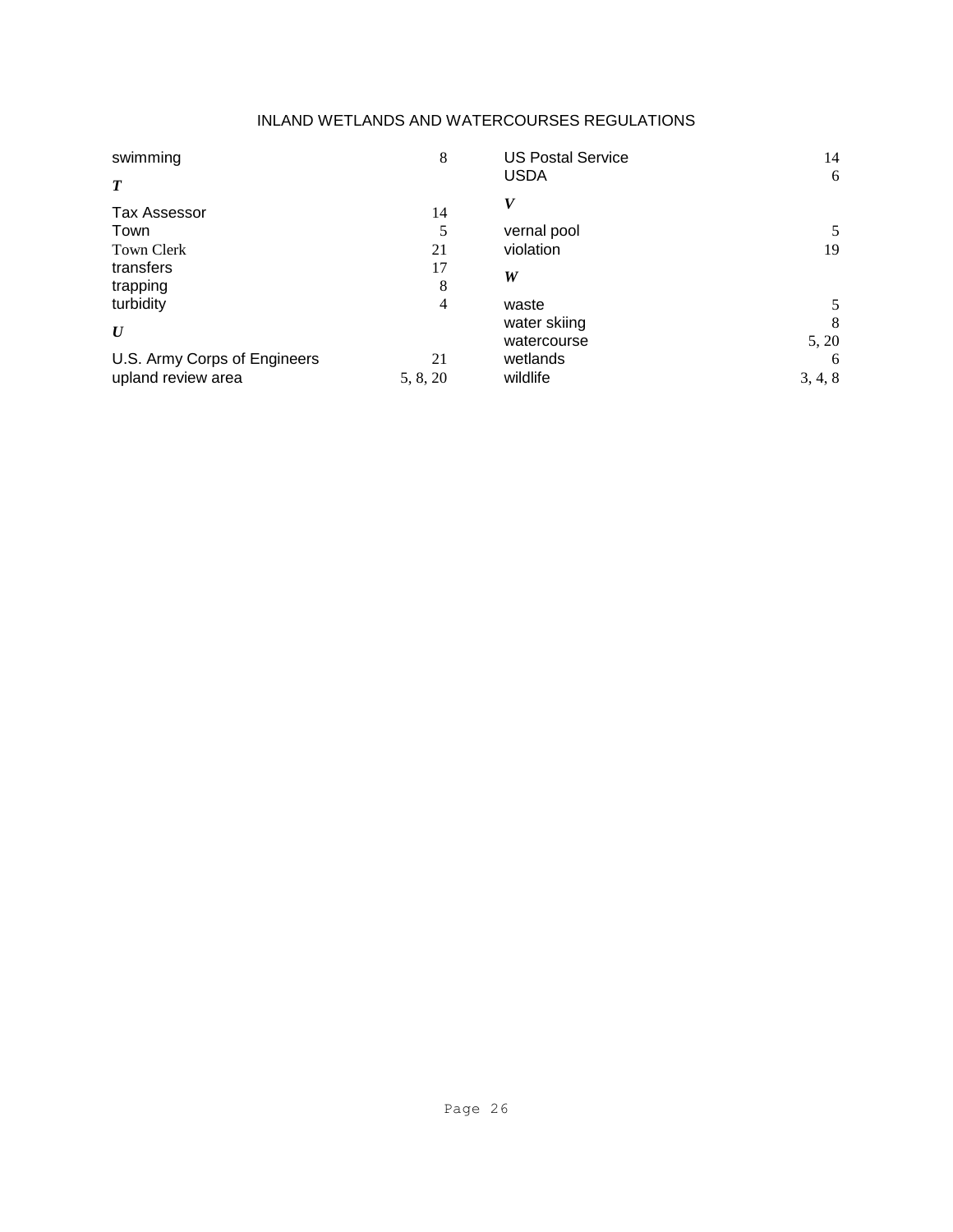swimming 8

***T***

Tax Assessor 14
Town 5
Town Clerk 21
transfers 17
trapping 8
turbidity 4

***U***

U.S. Army Corps of Engineers 21
upland review area 5, 8, 20
US Postal Service 14
USDA 6

***V***

vernal pool 5
violation 19

***W***

waste 5
water skiing 8
watercourse 5, 20
wetlands 6
wildlife 3, 4, 8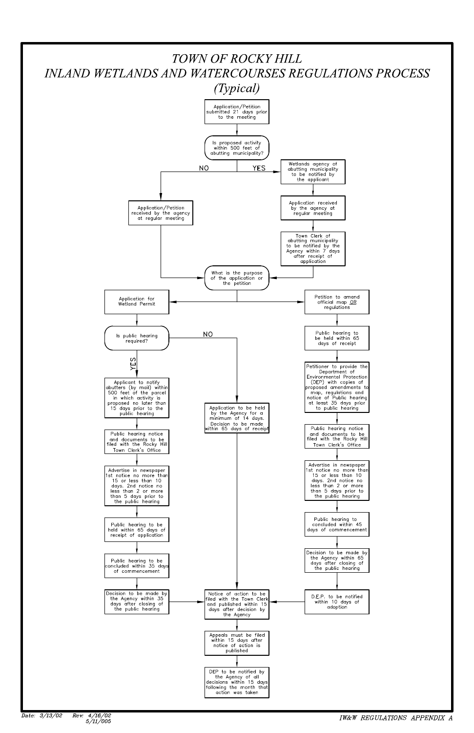# TOWN OF ROCKY HILL
# INLAND WETLANDS AND WATERCOURSES REGULATIONS PROCESS
## (Typical)

Application/Petition submitted 21 days prior to the meeting

Is proposed activity within 500 feet of abutting municipality?

NO

YES

Wetlands agency of abutting municipality to be notified by the applicant

Application/Petition received by the agency at regular meeting

Application received by the agency at regular meeting

Town Clerk of abutting municipality to be notified by the Agency within 7 days after receipt of application

What is the purpose of the application or the petition

Application for Wetland Permit

Petition to amend official map OR regulations

Is public hearing required?

NO

YES

Applicant to notify abutters (by mail) within 500 feet of the parcel in which activity is proposed no later than 15 days prior to the public hearing

Application to be held by the Agency for a minimum of 14 days. Decision to be made within 65 days of receipt

Public hearing notice and documents to be filed with the Rocky Hill Town Clerk's Office

Advertise in newspaper 1st notice no more than 15 or less than 10 days. 2nd notice no less than 2 or more than 5 days prior to the public hearing

Public hearing to be held within 65 days of receipt of application

Public hearing to be concluded within 35 days of commencement

Decision to be made by the Agency within 35 days after closing of the public hearing

Public hearing to be held within 65 days of receipt

Petitioner to provide the Department of Environmental Protection (DEP) with copies of proposed amendments to map, regulations and notice of Public hearing at least 35 days prior to public hearing

Public hearing notice and documents to be filed with the Rocky Hill Town Clerk's Office

Advertise in newspaper 1st notice no more than 15 or less than 10 days. 2nd notice no less than 2 or more than 5 days prior to the public hearing

Public hearing to concluded within 45 days of commencement

Decision to be made by the Agency within 65 days after closing of the public hearing

D.E.P. to be notified within 10 days of adoption

Notice of action to be filed with the Town Clerk and published within 15 days after decision by the Agency

Appeals must be filed within 15 days after notice of action is published

DEP to be notified by the Agency of all decisions within 15 days following the month that action was taken

Date: 3/13/02 Rev: 4/16/02 5/11/005

IW&W REGULATIONS APPENDIX A